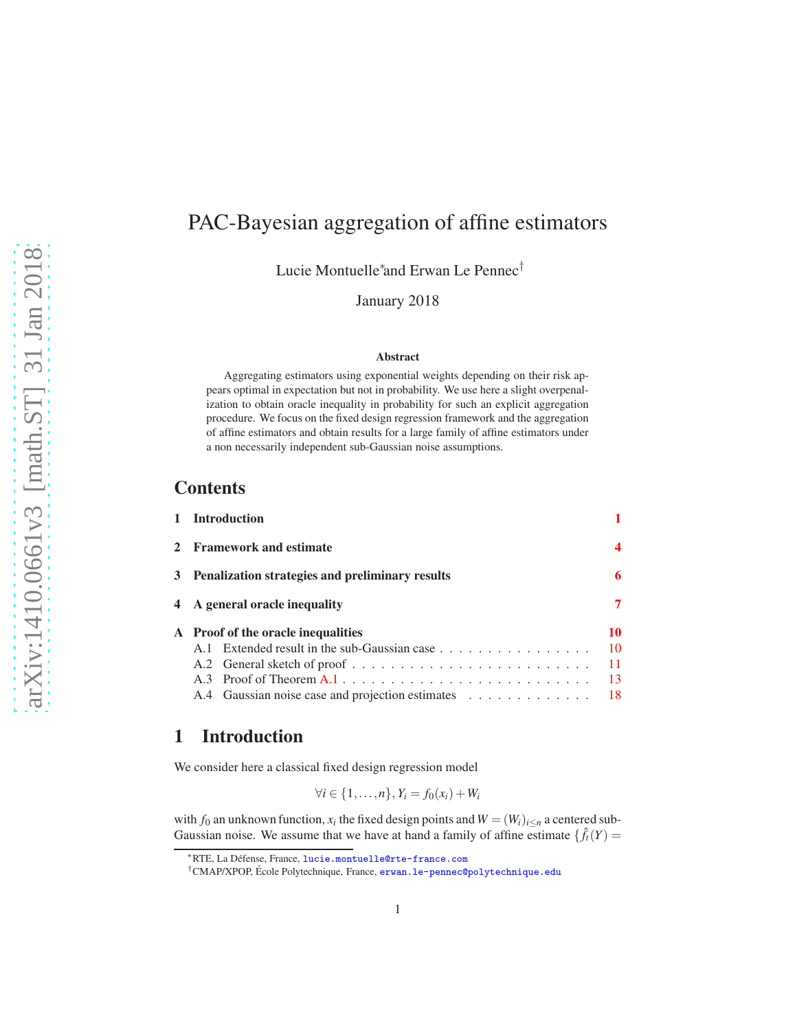# PAC-Bayesian aggregation of affine estimators

Lucie Montuelle[*] and Erwan Le Pennec[†]

January 2018

**Abstract**

Aggregating estimators using exponential weights depending on their risk appears optimal in expectation but not in probability. We use here a slight overpenalization to obtain oracle inequality in probability for such an explicit aggregation procedure. We focus on the fixed design regression framework and the aggregation of affine estimators and obtain results for a large family of affine estimators under a non necessarily independent sub-Gaussian noise assumptions.

## Contents

- 1 Introduction — 1
- 2 Framework and estimate — 4
- 3 Penalization strategies and preliminary results — 6
- 4 A general oracle inequality — 7
- A Proof of the oracle inequalities — 10
  - A.1 Extended result in the sub-Gaussian case — 10
  - A.2 General sketch of proof — 11
  - A.3 Proof of Theorem A.1 — 13
  - A.4 Gaussian noise case and projection estimates — 18

## 1 Introduction

We consider here a classical fixed design regression model

$$\forall i \in \{1,\dots,n\}, Y_i = f_0(x_i) + W_i$$

with $f_0$ an unknown function, $x_i$ the fixed design points and $W = (W_i)_{i \leq n}$ a centered sub-Gaussian noise. We assume that we have at hand a family of affine estimate $\{\hat{f}_t(Y) =$

[*] RTE, La Défense, France, lucie.montuelle@rte-france.com

[†] CMAP/XPOP, École Polytechnique, France, erwan.le-pennec@polytechnique.edu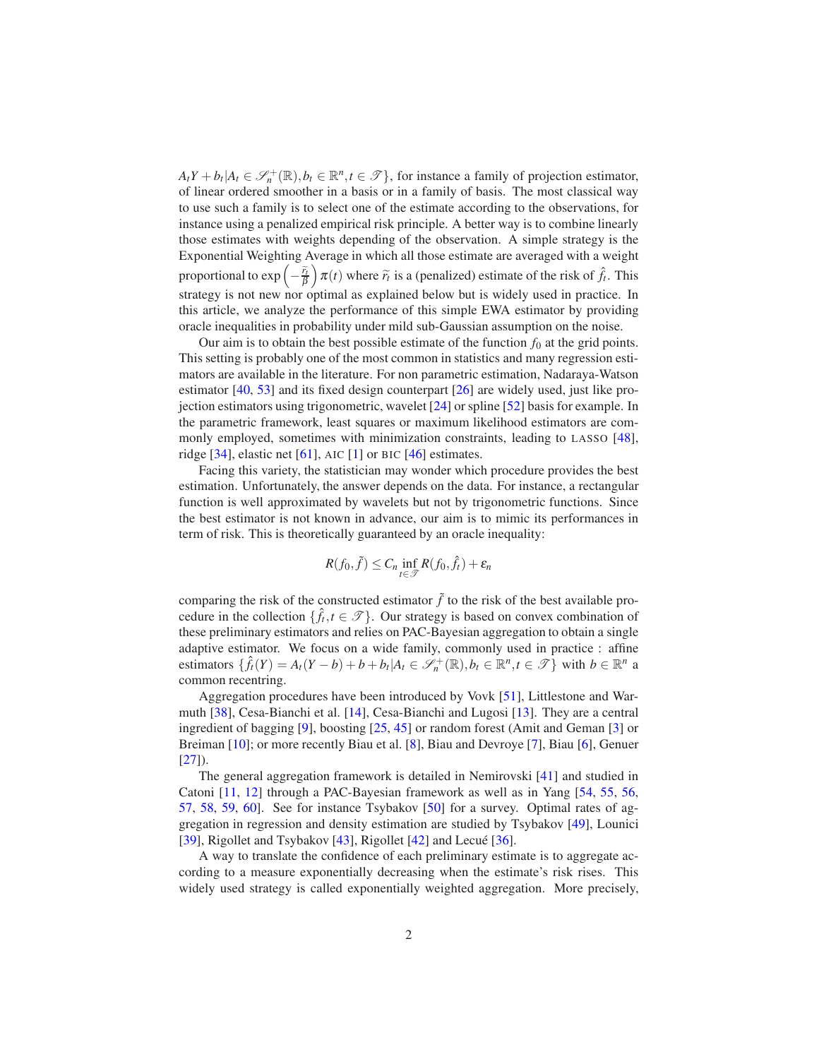$A_t Y + b_t | A_t \in \mathscr{S}_n^+(\mathbb{R}), b_t \in \mathbb{R}^n, t \in \mathscr{T}\}$, for instance a family of projection estimator, of linear ordered smoother in a basis or in a family of basis. The most classical way to use such a family is to select one of the estimate according to the observations, for instance using a penalized empirical risk principle. A better way is to combine linearly those estimates with weights depending of the observation. A simple strategy is the Exponential Weighting Average in which all those estimate are averaged with a weight proportional to $\exp\left(-\frac{\tilde{r}_t}{\beta}\right)\pi(t)$ where $\tilde{r}_t$ is a (penalized) estimate of the risk of $\hat{f}_t$. This strategy is not new nor optimal as explained below but is widely used in practice. In this article, we analyze the performance of this simple EWA estimator by providing oracle inequalities in probability under mild sub-Gaussian assumption on the noise.

Our aim is to obtain the best possible estimate of the function $f_0$ at the grid points. This setting is probably one of the most common in statistics and many regression estimators are available in the literature. For non parametric estimation, Nadaraya-Watson estimator [40, 53] and its fixed design counterpart [26] are widely used, just like projection estimators using trigonometric, wavelet [24] or spline [52] basis for example. In the parametric framework, least squares or maximum likelihood estimators are commonly employed, sometimes with minimization constraints, leading to LASSO [48], ridge [34], elastic net [61], AIC [1] or BIC [46] estimates.

Facing this variety, the statistician may wonder which procedure provides the best estimation. Unfortunately, the answer depends on the data. For instance, a rectangular function is well approximated by wavelets but not by trigonometric functions. Since the best estimator is not known in advance, our aim is to mimic its performances in term of risk. This is theoretically guaranteed by an oracle inequality:

$$R(f_0, \tilde{f}) \leq C_n \inf_{t \in \mathscr{T}} R(f_0, \hat{f}_t) + \varepsilon_n$$

comparing the risk of the constructed estimator $\tilde{f}$ to the risk of the best available procedure in the collection $\{\hat{f}_t, t \in \mathscr{T}\}$. Our strategy is based on convex combination of these preliminary estimators and relies on PAC-Bayesian aggregation to obtain a single adaptive estimator. We focus on a wide family, commonly used in practice : affine estimators $\{\hat{f}_t(Y) = A_t(Y - b) + b + b_t | A_t \in \mathscr{S}_n^+(\mathbb{R}), b_t \in \mathbb{R}^n, t \in \mathscr{T}\}$ with $b \in \mathbb{R}^n$ a common recentring.

Aggregation procedures have been introduced by Vovk [51], Littlestone and Warmuth [38], Cesa-Bianchi et al. [14], Cesa-Bianchi and Lugosi [13]. They are a central ingredient of bagging [9], boosting [25, 45] or random forest (Amit and Geman [3] or Breiman [10]; or more recently Biau et al. [8], Biau and Devroye [7], Biau [6], Genuer [27]).

The general aggregation framework is detailed in Nemirovski [41] and studied in Catoni [11, 12] through a PAC-Bayesian framework as well as in Yang [54, 55, 56, 57, 58, 59, 60]. See for instance Tsybakov [50] for a survey. Optimal rates of aggregation in regression and density estimation are studied by Tsybakov [49], Lounici [39], Rigollet and Tsybakov [43], Rigollet [42] and Lecué [36].

A way to translate the confidence of each preliminary estimate is to aggregate according to a measure exponentially decreasing when the estimate's risk rises. This widely used strategy is called exponentially weighted aggregation. More precisely,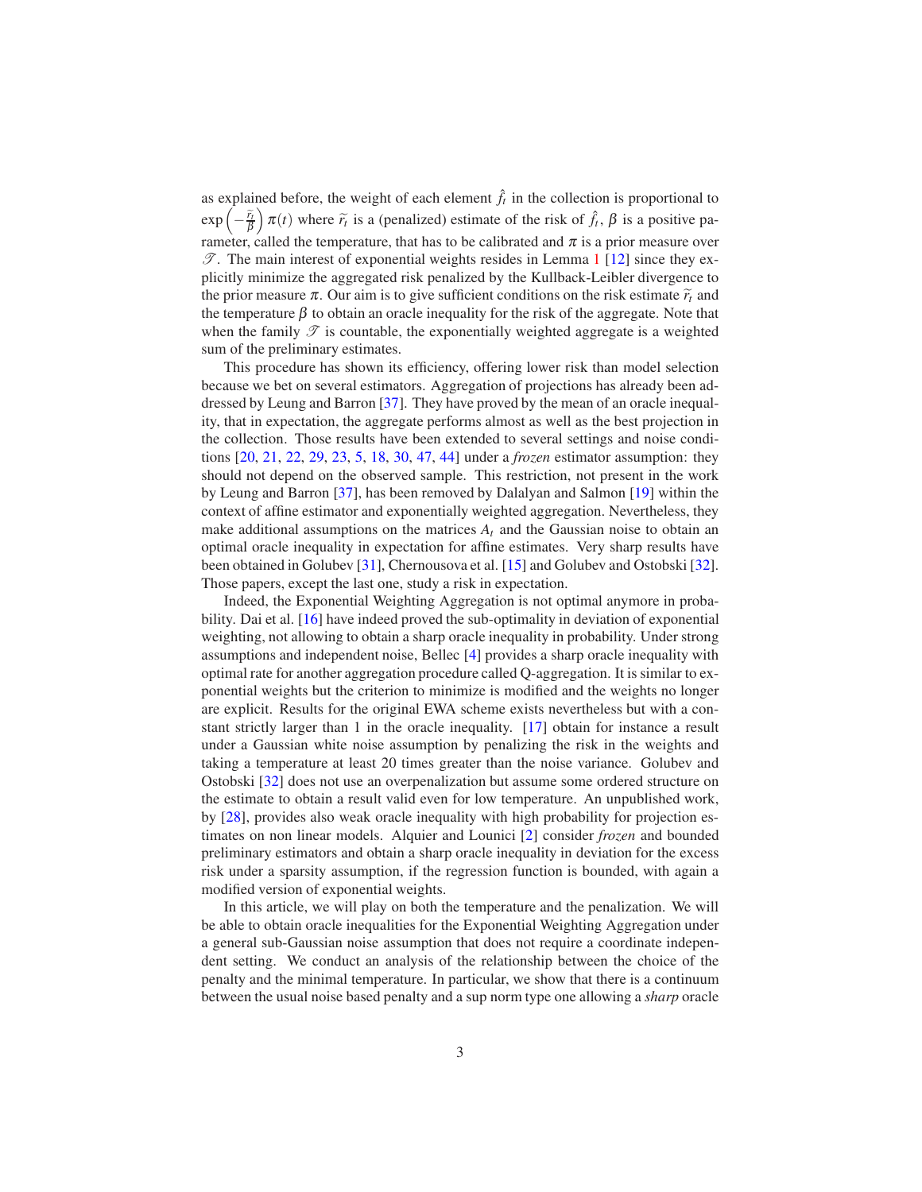as explained before, the weight of each element $\hat{f}_t$ in the collection is proportional to $\exp\left(-\frac{\widetilde{r}_t}{\beta}\right)\pi(t)$ where $\widetilde{r}_t$ is a (penalized) estimate of the risk of $\hat{f}_t$, $\beta$ is a positive parameter, called the temperature, that has to be calibrated and $\pi$ is a prior measure over $\mathscr{T}$. The main interest of exponential weights resides in Lemma 1 [12] since they explicitly minimize the aggregated risk penalized by the Kullback-Leibler divergence to the prior measure $\pi$. Our aim is to give sufficient conditions on the risk estimate $\widetilde{r}_t$ and the temperature $\beta$ to obtain an oracle inequality for the risk of the aggregate. Note that when the family $\mathscr{T}$ is countable, the exponentially weighted aggregate is a weighted sum of the preliminary estimates.

This procedure has shown its efficiency, offering lower risk than model selection because we bet on several estimators. Aggregation of projections has already been addressed by Leung and Barron [37]. They have proved by the mean of an oracle inequality, that in expectation, the aggregate performs almost as well as the best projection in the collection. Those results have been extended to several settings and noise conditions [20, 21, 22, 29, 23, 5, 18, 30, 47, 44] under a *frozen* estimator assumption: they should not depend on the observed sample. This restriction, not present in the work by Leung and Barron [37], has been removed by Dalalyan and Salmon [19] within the context of affine estimator and exponentially weighted aggregation. Nevertheless, they make additional assumptions on the matrices $A_t$ and the Gaussian noise to obtain an optimal oracle inequality in expectation for affine estimates. Very sharp results have been obtained in Golubev [31], Chernousova et al. [15] and Golubev and Ostobski [32]. Those papers, except the last one, study a risk in expectation.

Indeed, the Exponential Weighting Aggregation is not optimal anymore in probability. Dai et al. [16] have indeed proved the sub-optimality in deviation of exponential weighting, not allowing to obtain a sharp oracle inequality in probability. Under strong assumptions and independent noise, Bellec [4] provides a sharp oracle inequality with optimal rate for another aggregation procedure called Q-aggregation. It is similar to exponential weights but the criterion to minimize is modified and the weights no longer are explicit. Results for the original EWA scheme exists nevertheless but with a constant strictly larger than 1 in the oracle inequality. [17] obtain for instance a result under a Gaussian white noise assumption by penalizing the risk in the weights and taking a temperature at least 20 times greater than the noise variance. Golubev and Ostobski [32] does not use an overpenalization but assume some ordered structure on the estimate to obtain a result valid even for low temperature. An unpublished work, by [28], provides also weak oracle inequality with high probability for projection estimates on non linear models. Alquier and Lounici [2] consider *frozen* and bounded preliminary estimators and obtain a sharp oracle inequality in deviation for the excess risk under a sparsity assumption, if the regression function is bounded, with again a modified version of exponential weights.

In this article, we will play on both the temperature and the penalization. We will be able to obtain oracle inequalities for the Exponential Weighting Aggregation under a general sub-Gaussian noise assumption that does not require a coordinate independent setting. We conduct an analysis of the relationship between the choice of the penalty and the minimal temperature. In particular, we show that there is a continuum between the usual noise based penalty and a sup norm type one allowing a *sharp* oracle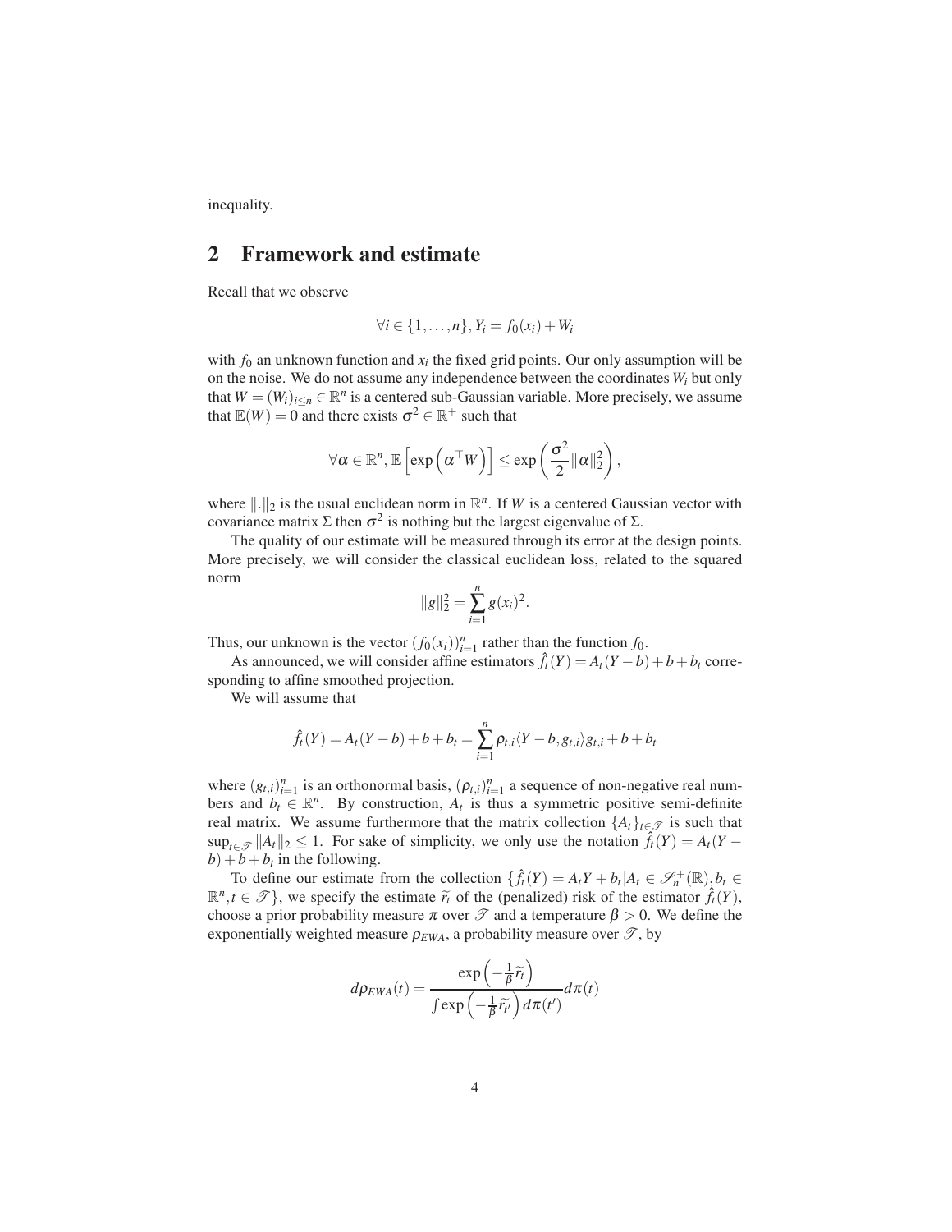inequality.

## 2 Framework and estimate

Recall that we observe

$$\forall i \in \{1,\dots,n\}, Y_i = f_0(x_i) + W_i$$

with $f_0$ an unknown function and $x_i$ the fixed grid points. Our only assumption will be on the noise. We do not assume any independence between the coordinates $W_i$ but only that $W = (W_i)_{i\leq n} \in \mathbb{R}^n$ is a centered sub-Gaussian variable. More precisely, we assume that $\mathbb{E}(W) = 0$ and there exists $\sigma^2 \in \mathbb{R}^+$ such that

$$\forall \alpha \in \mathbb{R}^n, \mathbb{E}\left[\exp\left(\alpha^\top W\right)\right] \leq \exp\left(\frac{\sigma^2}{2}\|\alpha\|_2^2\right),$$

where $\|.\|_2$ is the usual euclidean norm in $\mathbb{R}^n$. If $W$ is a centered Gaussian vector with covariance matrix $\Sigma$ then $\sigma^2$ is nothing but the largest eigenvalue of $\Sigma$.

The quality of our estimate will be measured through its error at the design points. More precisely, we will consider the classical euclidean loss, related to the squared norm

$$\|g\|_2^2 = \sum_{i=1}^n g(x_i)^2.$$

Thus, our unknown is the vector $(f_0(x_i))_{i=1}^n$ rather than the function $f_0$.

As announced, we will consider affine estimators $\hat{f}_t(Y) = A_t(Y-b) + b + b_t$ corresponding to affine smoothed projection.

We will assume that

$$\hat{f}_t(Y) = A_t(Y-b) + b + b_t = \sum_{i=1}^n \rho_{t,i} \langle Y-b, g_{t,i}\rangle g_{t,i} + b + b_t$$

where $(g_{t,i})_{i=1}^n$ is an orthonormal basis, $(\rho_{t,i})_{i=1}^n$ a sequence of non-negative real numbers and $b_t \in \mathbb{R}^n$. By construction, $A_t$ is thus a symmetric positive semi-definite real matrix. We assume furthermore that the matrix collection $\{A_t\}_{t\in\mathscr{T}}$ is such that $\sup_{t\in\mathscr{T}} \|A_t\|_2 \leq 1$. For sake of simplicity, we only use the notation $\hat{f}_t(Y) = A_t(Y-b) + b + b_t$ in the following.

To define our estimate from the collection $\{\hat{f}_t(Y) = A_tY + b_t | A_t \in \mathscr{S}_n^+(\mathbb{R}), b_t \in \mathbb{R}^n, t \in \mathscr{T}\}$, we specify the estimate $\widetilde{r}_t$ of the (penalized) risk of the estimator $\hat{f}_t(Y)$, choose a prior probability measure $\pi$ over $\mathscr{T}$ and a temperature $\beta > 0$. We define the exponentially weighted measure $\rho_{EWA}$, a probability measure over $\mathscr{T}$, by

$$d\rho_{EWA}(t) = \frac{\exp\left(-\frac{1}{\beta}\widetilde{r}_t\right)}{\int \exp\left(-\frac{1}{\beta}\widetilde{r}_{t'}\right) d\pi(t')} d\pi(t)$$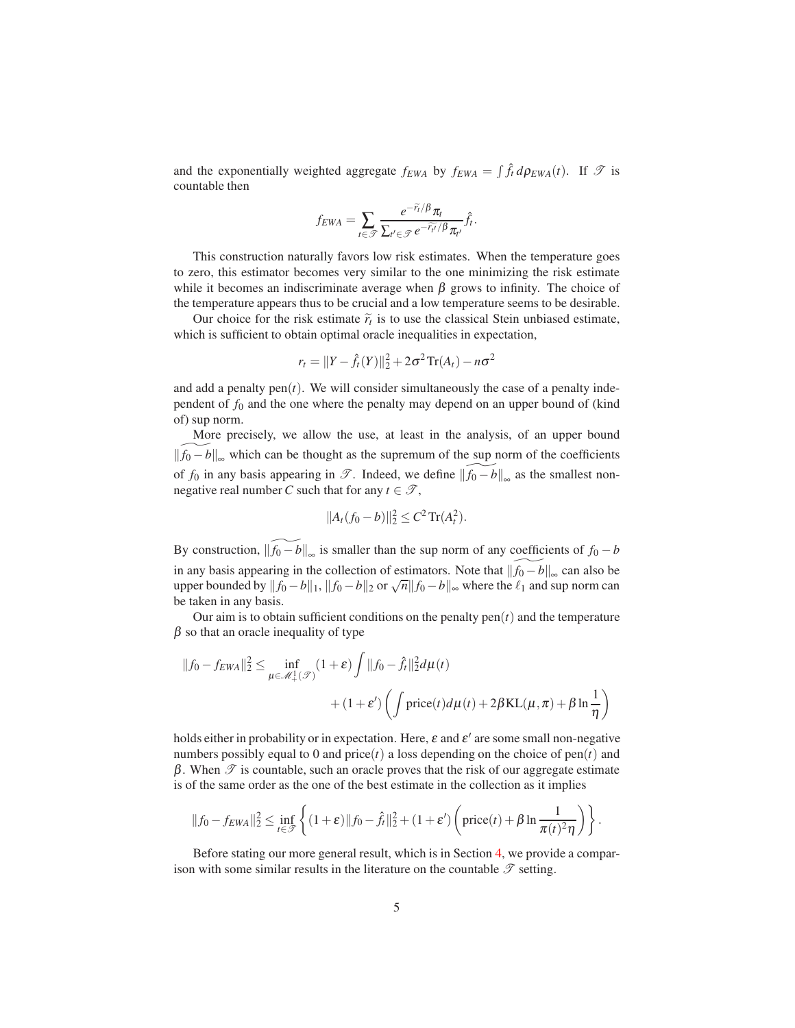and the exponentially weighted aggregate $f_{EWA}$ by $f_{EWA} = \int \hat{f}_t \, d\rho_{EWA}(t)$. If $\mathscr{T}$ is countable then

$$f_{EWA} = \sum_{t \in \mathscr{T}} \frac{e^{-\widetilde{r}_t/\beta} \pi_t}{\sum_{t' \in \mathscr{T}} e^{-\widetilde{r}_{t'}/\beta} \pi_{t'}} \hat{f}_t.$$

This construction naturally favors low risk estimates. When the temperature goes to zero, this estimator becomes very similar to the one minimizing the risk estimate while it becomes an indiscriminate average when $\beta$ grows to infinity. The choice of the temperature appears thus to be crucial and a low temperature seems to be desirable.

Our choice for the risk estimate $\widetilde{r}_t$ is to use the classical Stein unbiased estimate, which is sufficient to obtain optimal oracle inequalities in expectation,

$$r_t = \|Y - \hat{f}_t(Y)\|_2^2 + 2\sigma^2 \operatorname{Tr}(A_t) - n\sigma^2$$

and add a penalty $\text{pen}(t)$. We will consider simultaneously the case of a penalty independent of $f_0$ and the one where the penalty may depend on an upper bound of (kind of) sup norm.

More precisely, we allow the use, at least in the analysis, of an upper bound $\widetilde{\|f_0 - b\|}_\infty$ which can be thought as the supremum of the sup norm of the coefficients of $f_0$ in any basis appearing in $\mathscr{T}$. Indeed, we define $\widetilde{\|f_0 - b\|}_\infty$ as the smallest non-negative real number $C$ such that for any $t \in \mathscr{T}$,

$$\|A_t(f_0 - b)\|_2^2 \leq C^2 \operatorname{Tr}(A_t^2).$$

By construction, $\widetilde{\|f_0 - b\|}_\infty$ is smaller than the sup norm of any coefficients of $f_0 - b$ in any basis appearing in the collection of estimators. Note that $\widetilde{\|f_0 - b\|}_\infty$ can also be upper bounded by $\|f_0 - b\|_1$, $\|f_0 - b\|_2$ or $\sqrt{n}\|f_0 - b\|_\infty$ where the $\ell_1$ and sup norm can be taken in any basis.

Our aim is to obtain sufficient conditions on the penalty $\text{pen}(t)$ and the temperature $\beta$ so that an oracle inequality of type

$$\|f_0 - f_{EWA}\|_2^2 \leq \inf_{\mu \in \mathscr{M}_+^1(\mathscr{T})} (1+\varepsilon) \int \|f_0 - \hat{f}_t\|_2^2 d\mu(t) + (1+\varepsilon') \left( \int \text{price}(t) d\mu(t) + 2\beta \text{KL}(\mu, \pi) + \beta \ln \frac{1}{\eta} \right)$$

holds either in probability or in expectation. Here, $\varepsilon$ and $\varepsilon'$ are some small non-negative numbers possibly equal to 0 and $\text{price}(t)$ a loss depending on the choice of $\text{pen}(t)$ and $\beta$. When $\mathscr{T}$ is countable, such an oracle proves that the risk of our aggregate estimate is of the same order as the one of the best estimate in the collection as it implies

$$\|f_0 - f_{EWA}\|_2^2 \leq \inf_{t \in \mathscr{T}} \left\{ (1+\varepsilon)\|f_0 - \hat{f}_t\|_2^2 + (1+\varepsilon') \left( \text{price}(t) + \beta \ln \frac{1}{\pi(t)^2 \eta} \right) \right\}.$$

Before stating our more general result, which is in Section 4, we provide a comparison with some similar results in the literature on the countable $\mathscr{T}$ setting.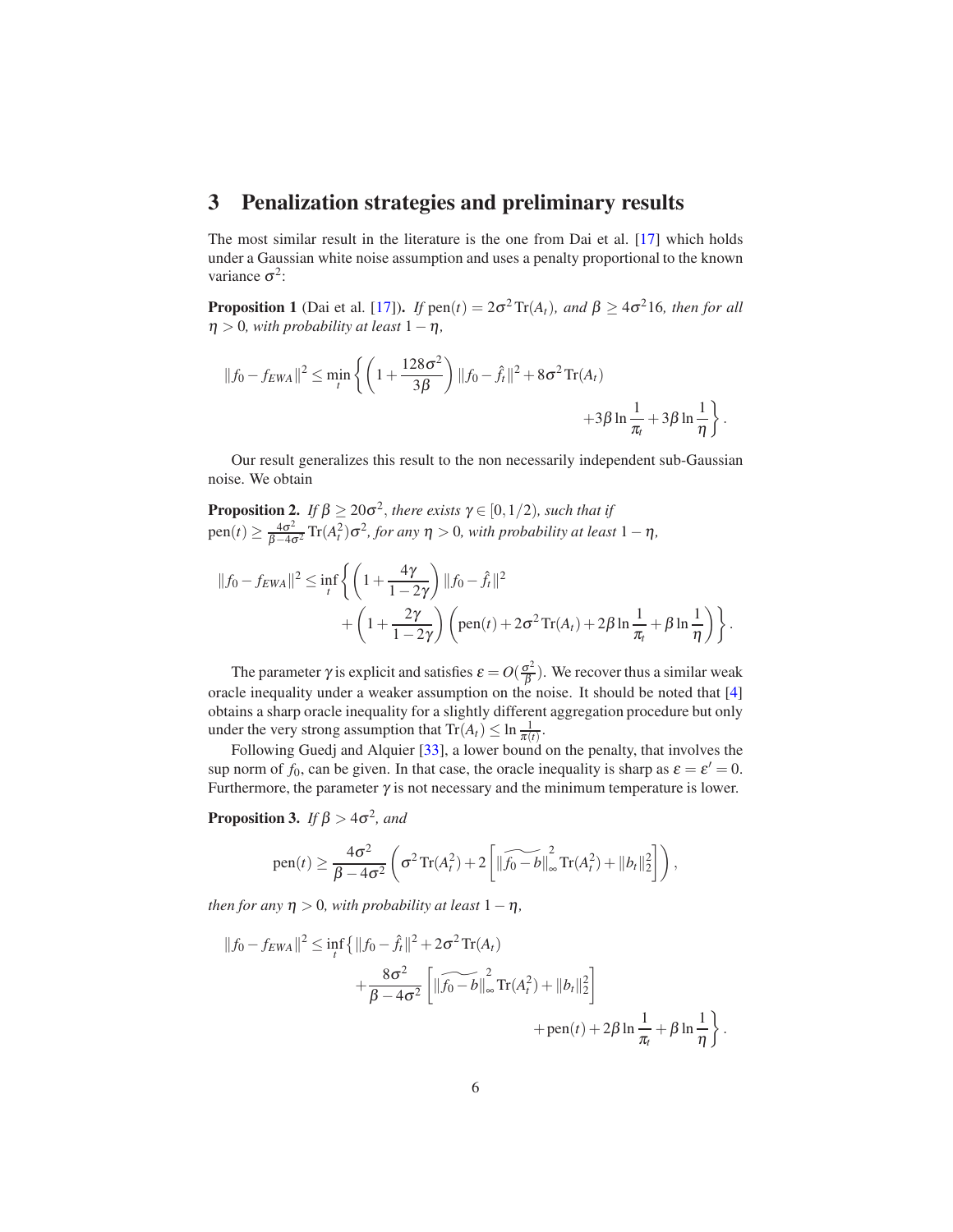## 3 Penalization strategies and preliminary results

The most similar result in the literature is the one from Dai et al. [17] which holds under a Gaussian white noise assumption and uses a penalty proportional to the known variance $\sigma^2$:

**Proposition 1** (Dai et al. [17]). *If* $\text{pen}(t) = 2\sigma^2 \text{Tr}(A_t)$, *and* $\beta \geq 4\sigma^2 16$, *then for all* $\eta > 0$, *with probability at least* $1-\eta$,

$$\|f_0 - f_{EWA}\|^2 \leq \min_t \left\{ \left(1 + \frac{128\sigma^2}{3\beta}\right) \|f_0 - \hat{f}_t\|^2 + 8\sigma^2 \text{Tr}(A_t) + 3\beta \ln \frac{1}{\pi_t} + 3\beta \ln \frac{1}{\eta} \right\}.$$

Our result generalizes this result to the non necessarily independent sub-Gaussian noise. We obtain

**Proposition 2.** *If* $\beta \geq 20\sigma^2$, *there exists* $\gamma \in [0, 1/2)$, *such that if* $\text{pen}(t) \geq \frac{4\sigma^2}{\beta - 4\sigma^2} \text{Tr}(A_t^2)\sigma^2$, *for any* $\eta > 0$, *with probability at least* $1-\eta$,

$$\|f_0 - f_{EWA}\|^2 \leq \inf_t \left\{ \left(1 + \frac{4\gamma}{1-2\gamma}\right) \|f_0 - \hat{f}_t\|^2 + \left(1 + \frac{2\gamma}{1-2\gamma}\right) \left(\text{pen}(t) + 2\sigma^2 \text{Tr}(A_t) + 2\beta \ln \frac{1}{\pi_t} + \beta \ln \frac{1}{\eta}\right) \right\}.$$

The parameter $\gamma$ is explicit and satisfies $\varepsilon = O(\frac{\sigma^2}{\beta})$. We recover thus a similar weak oracle inequality under a weaker assumption on the noise. It should be noted that [4] obtains a sharp oracle inequality for a slightly different aggregation procedure but only under the very strong assumption that $\text{Tr}(A_t) \leq \ln \frac{1}{\pi(t)}$.

Following Guedj and Alquier [33], a lower bound on the penalty, that involves the sup norm of $f_0$, can be given. In that case, the oracle inequality is sharp as $\varepsilon = \varepsilon' = 0$. Furthermore, the parameter $\gamma$ is not necessary and the minimum temperature is lower.

**Proposition 3.** *If* $\beta > 4\sigma^2$, *and*

$$\text{pen}(t) \geq \frac{4\sigma^2}{\beta - 4\sigma^2} \left( \sigma^2 \text{Tr}(A_t^2) + 2\left[ \widetilde{\|f_0 - b\|}_\infty^2 \text{Tr}(A_t^2) + \|b_t\|_2^2 \right] \right),$$

*then for any* $\eta > 0$, *with probability at least* $1-\eta$,

$$\|f_0 - f_{EWA}\|^2 \leq \inf_t \Big\{ \|f_0 - \hat{f}_t\|^2 + 2\sigma^2 \text{Tr}(A_t) + \frac{8\sigma^2}{\beta - 4\sigma^2} \left[ \widetilde{\|f_0 - b\|}_\infty^2 \text{Tr}(A_t^2) + \|b_t\|_2^2 \right] + \text{pen}(t) + 2\beta \ln \frac{1}{\pi_t} + \beta \ln \frac{1}{\eta} \Big\}.$$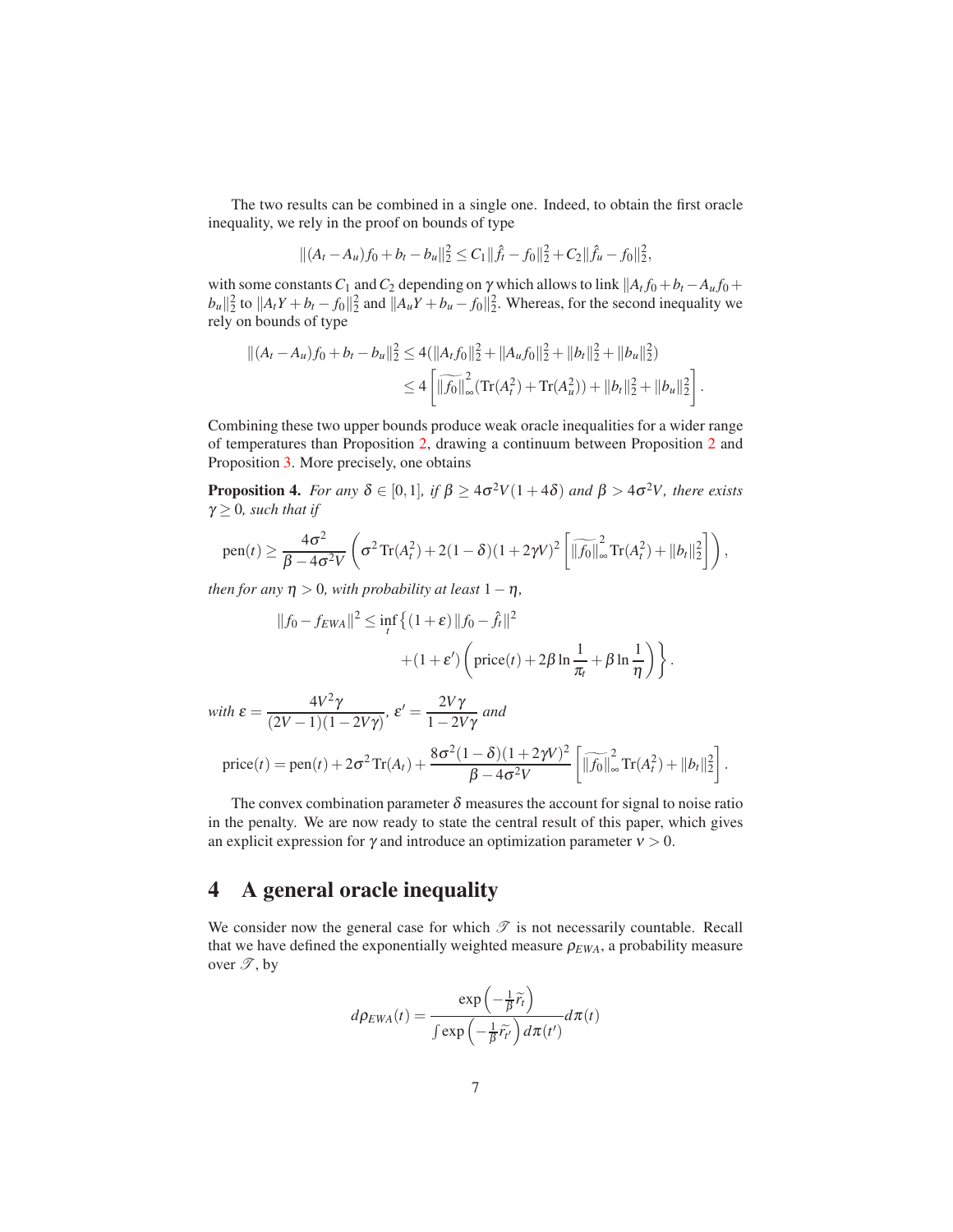The two results can be combined in a single one. Indeed, to obtain the first oracle inequality, we rely in the proof on bounds of type

$$\|(A_t - A_u)f_0 + b_t - b_u\|_2^2 \leq C_1 \|\hat{f}_t - f_0\|_2^2 + C_2 \|\hat{f}_u - f_0\|_2^2,$$

with some constants $C_1$ and $C_2$ depending on $\gamma$ which allows to link $\|A_t f_0 + b_t - A_u f_0 + b_u\|_2^2$ to $\|A_t Y + b_t - f_0\|_2^2$ and $\|A_u Y + b_u - f_0\|_2^2$. Whereas, for the second inequality we rely on bounds of type

$$\begin{aligned}\|(A_t - A_u)f_0 + b_t - b_u\|_2^2 &\leq 4(\|A_t f_0\|_2^2 + \|A_u f_0\|_2^2 + \|b_t\|_2^2 + \|b_u\|_2^2) \\ &\leq 4\left[\widetilde{\|f_0\|}_\infty^2 (\mathrm{Tr}(A_t^2) + \mathrm{Tr}(A_u^2)) + \|b_t\|_2^2 + \|b_u\|_2^2\right].\end{aligned}$$

Combining these two upper bounds produce weak oracle inequalities for a wider range of temperatures than Proposition 2, drawing a continuum between Proposition 2 and Proposition 3. More precisely, one obtains

**Proposition 4.** *For any $\delta \in [0,1]$, if $\beta \geq 4\sigma^2 V(1+4\delta)$ and $\beta > 4\sigma^2 V$, there exists $\gamma \geq 0$, such that if*

$$\mathrm{pen}(t) \geq \frac{4\sigma^2}{\beta - 4\sigma^2 V}\left(\sigma^2 \mathrm{Tr}(A_t^2) + 2(1-\delta)(1+2\gamma V)^2\left[\widetilde{\|f_0\|}_\infty^2 \mathrm{Tr}(A_t^2) + \|b_t\|_2^2\right]\right),$$

*then for any $\eta > 0$, with probability at least $1-\eta$,*

$$\begin{aligned}\|f_0 - f_{EWA}\|^2 \leq \inf_t \big\{ &(1+\varepsilon)\|f_0 - \hat{f}_t\|^2 \\ &+ (1+\varepsilon')\left(\mathrm{price}(t) + 2\beta \ln\frac{1}{\pi_t} + \beta \ln\frac{1}{\eta}\right)\big\}.\end{aligned}$$

*with* $\varepsilon = \dfrac{4V^2\gamma}{(2V-1)(1-2V\gamma)}$, $\varepsilon' = \dfrac{2V\gamma}{1-2V\gamma}$ *and*

$$\mathrm{price}(t) = \mathrm{pen}(t) + 2\sigma^2 \mathrm{Tr}(A_t) + \frac{8\sigma^2(1-\delta)(1+2\gamma V)^2}{\beta - 4\sigma^2 V}\left[\widetilde{\|f_0\|}_\infty^2 \mathrm{Tr}(A_t^2) + \|b_t\|_2^2\right].$$

The convex combination parameter $\delta$ measures the account for signal to noise ratio in the penalty. We are now ready to state the central result of this paper, which gives an explicit expression for $\gamma$ and introduce an optimization parameter $\nu > 0$.

# 4 A general oracle inequality

We consider now the general case for which $\mathscr{T}$ is not necessarily countable. Recall that we have defined the exponentially weighted measure $\rho_{EWA}$, a probability measure over $\mathscr{T}$, by

$$d\rho_{EWA}(t) = \frac{\exp\left(-\frac{1}{\beta}\widetilde{r}_t\right)}{\int \exp\left(-\frac{1}{\beta}\widetilde{r}_{t'}\right) d\pi(t')} d\pi(t)$$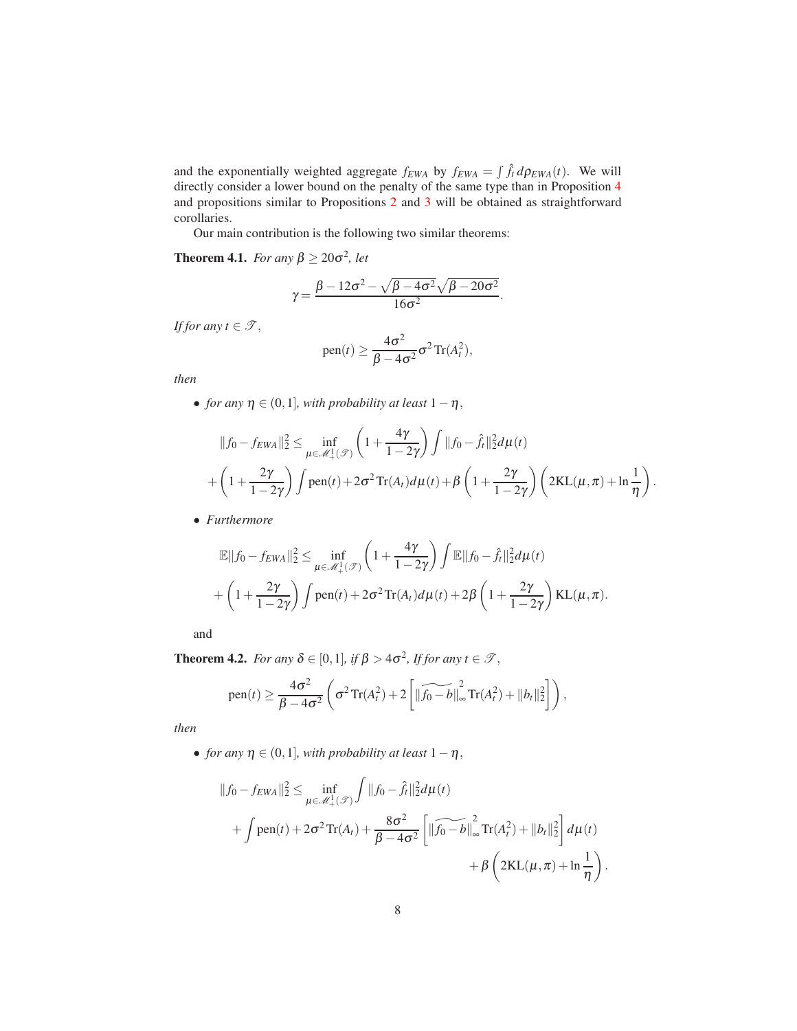and the exponentially weighted aggregate $f_{EWA}$ by $f_{EWA} = \int \hat{f}_t \, d\rho_{EWA}(t)$. We will directly consider a lower bound on the penalty of the same type than in Proposition 4 and propositions similar to Propositions 2 and 3 will be obtained as straightforward corollaries.

Our main contribution is the following two similar theorems:

**Theorem 4.1.** *For any $\beta \geq 20\sigma^2$, let*

$$\gamma = \frac{\beta - 12\sigma^2 - \sqrt{\beta - 4\sigma^2}\sqrt{\beta - 20\sigma^2}}{16\sigma^2}.$$

*If for any $t \in \mathscr{T}$,*

$$\text{pen}(t) \geq \frac{4\sigma^2}{\beta - 4\sigma^2}\sigma^2 \,\text{Tr}(A_t^2),$$

*then*

- *for any $\eta \in (0,1]$, with probability at least $1-\eta$,*

$$\|f_0 - f_{EWA}\|_2^2 \leq \inf_{\mu \in \mathscr{M}_+^1(\mathscr{T})} \left(1 + \frac{4\gamma}{1-2\gamma}\right) \int \|f_0 - \hat{f}_t\|_2^2 d\mu(t)$$
$$+ \left(1 + \frac{2\gamma}{1-2\gamma}\right) \int \text{pen}(t) + 2\sigma^2 \,\text{Tr}(A_t) d\mu(t) + \beta \left(1 + \frac{2\gamma}{1-2\gamma}\right) \left(2\text{KL}(\mu, \pi) + \ln \frac{1}{\eta}\right).$$

- *Furthermore*

$$\mathbb{E}\|f_0 - f_{EWA}\|_2^2 \leq \inf_{\mu \in \mathscr{M}_+^1(\mathscr{T})} \left(1 + \frac{4\gamma}{1-2\gamma}\right) \int \mathbb{E}\|f_0 - \hat{f}_t\|_2^2 d\mu(t)$$
$$+ \left(1 + \frac{2\gamma}{1-2\gamma}\right) \int \text{pen}(t) + 2\sigma^2 \,\text{Tr}(A_t) d\mu(t) + 2\beta \left(1 + \frac{2\gamma}{1-2\gamma}\right) \text{KL}(\mu, \pi).$$

and

**Theorem 4.2.** *For any $\delta \in [0,1]$, if $\beta > 4\sigma^2$, If for any $t \in \mathscr{T}$,*

$$\text{pen}(t) \geq \frac{4\sigma^2}{\beta - 4\sigma^2} \left(\sigma^2 \,\text{Tr}(A_t^2) + 2\left[\|\widetilde{f_0 - b}\|_\infty^2 \,\text{Tr}(A_t^2) + \|b_t\|_2^2\right]\right),$$

*then*

- *for any $\eta \in (0,1]$, with probability at least $1-\eta$,*

$$\|f_0 - f_{EWA}\|_2^2 \leq \inf_{\mu \in \mathscr{M}_+^1(\mathscr{T})} \int \|f_0 - \hat{f}_t\|_2^2 d\mu(t)$$
$$+ \int \text{pen}(t) + 2\sigma^2 \,\text{Tr}(A_t) + \frac{8\sigma^2}{\beta - 4\sigma^2}\left[\|\widetilde{f_0 - b}\|_\infty^2 \,\text{Tr}(A_t^2) + \|b_t\|_2^2\right] d\mu(t)$$
$$+ \beta \left(2\text{KL}(\mu, \pi) + \ln \frac{1}{\eta}\right).$$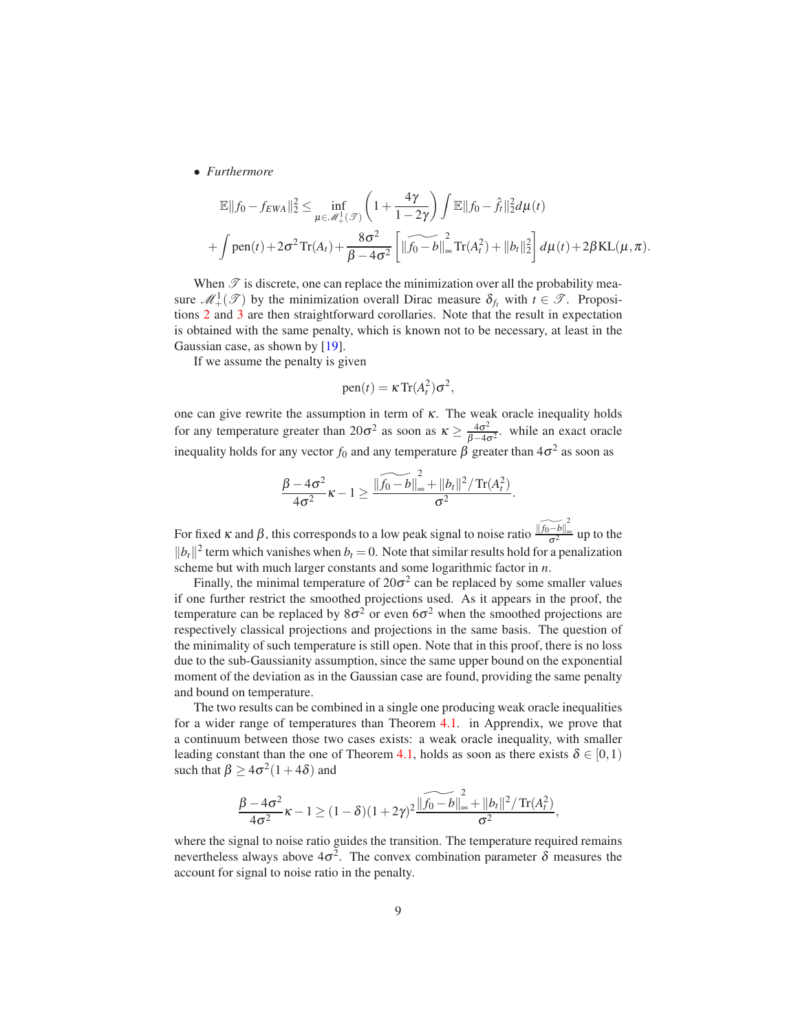- *Furthermore*

$$\mathbb{E}\|f_0 - f_{EWA}\|_2^2 \leq \inf_{\mu \in \mathscr{M}_+^1(\mathscr{T})} \left(1 + \frac{4\gamma}{1-2\gamma}\right) \int \mathbb{E}\|f_0 - \hat{f}_t\|_2^2 d\mu(t)$$

$$+ \int \mathrm{pen}(t) + 2\sigma^2 \operatorname{Tr}(A_t) + \frac{8\sigma^2}{\beta - 4\sigma^2}\left[\widetilde{\|f_0 - b\|}_\infty^2 \operatorname{Tr}(A_t^2) + \|b_t\|_2^2\right] d\mu(t) + 2\beta \mathrm{KL}(\mu, \pi).$$

When $\mathscr{T}$ is discrete, one can replace the minimization over all the probability measure $\mathscr{M}_+^1(\mathscr{T})$ by the minimization overall Dirac measure $\delta_{f_t}$ with $t \in \mathscr{T}$. Propositions 2 and 3 are then straightforward corollaries. Note that the result in expectation is obtained with the same penalty, which is known not to be necessary, at least in the Gaussian case, as shown by [19].

If we assume the penalty is given

$$\mathrm{pen}(t) = \kappa \operatorname{Tr}(A_t^2)\sigma^2,$$

one can give rewrite the assumption in term of $\kappa$. The weak oracle inequality holds for any temperature greater than $20\sigma^2$ as soon as $\kappa \geq \frac{4\sigma^2}{\beta - 4\sigma^2}$. while an exact oracle inequality holds for any vector $f_0$ and any temperature $\beta$ greater than $4\sigma^2$ as soon as

$$\frac{\beta - 4\sigma^2}{4\sigma^2}\kappa - 1 \geq \frac{\widetilde{\|f_0 - b\|}_\infty^2 + \|b_t\|^2/\operatorname{Tr}(A_t^2)}{\sigma^2}.$$

For fixed $\kappa$ and $\beta$, this corresponds to a low peak signal to noise ratio $\frac{\widetilde{\|f_0 - b\|}_\infty^2}{\sigma^2}$ up to the $\|b_t\|^2$ term which vanishes when $b_t = 0$. Note that similar results hold for a penalization scheme but with much larger constants and some logarithmic factor in $n$.

Finally, the minimal temperature of $20\sigma^2$ can be replaced by some smaller values if one further restrict the smoothed projections used. As it appears in the proof, the temperature can be replaced by $8\sigma^2$ or even $6\sigma^2$ when the smoothed projections are respectively classical projections and projections in the same basis. The question of the minimality of such temperature is still open. Note that in this proof, there is no loss due to the sub-Gaussianity assumption, since the same upper bound on the exponential moment of the deviation as in the Gaussian case are found, providing the same penalty and bound on temperature.

The two results can be combined in a single one producing weak oracle inequalities for a wider range of temperatures than Theorem 4.1. in Apprendix, we prove that a continuum between those two cases exists: a weak oracle inequality, with smaller leading constant than the one of Theorem 4.1, holds as soon as there exists $\delta \in [0, 1)$ such that $\beta \geq 4\sigma^2(1 + 4\delta)$ and

$$\frac{\beta - 4\sigma^2}{4\sigma^2}\kappa - 1 \geq (1-\delta)(1+2\gamma)^2 \frac{\widetilde{\|f_0 - b\|}_\infty^2 + \|b_t\|^2/\operatorname{Tr}(A_t^2)}{\sigma^2},$$

where the signal to noise ratio guides the transition. The temperature required remains nevertheless always above $4\sigma^2$. The convex combination parameter $\delta$ measures the account for signal to noise ratio in the penalty.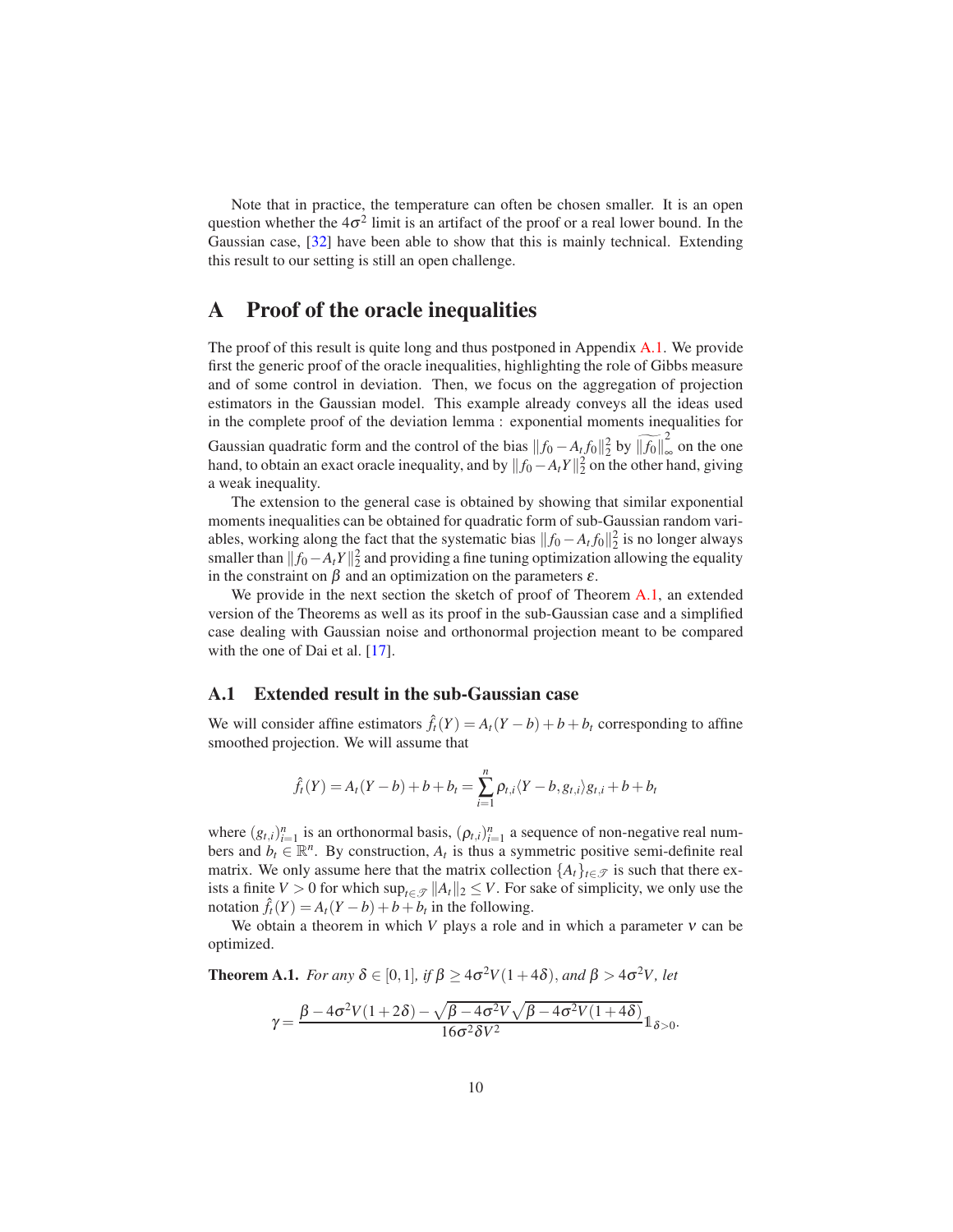Note that in practice, the temperature can often be chosen smaller. It is an open question whether the $4\sigma^2$ limit is an artifact of the proof or a real lower bound. In the Gaussian case, [32] have been able to show that this is mainly technical. Extending this result to our setting is still an open challenge.

# A Proof of the oracle inequalities

The proof of this result is quite long and thus postponed in Appendix A.1. We provide first the generic proof of the oracle inequalities, highlighting the role of Gibbs measure and of some control in deviation. Then, we focus on the aggregation of projection estimators in the Gaussian model. This example already conveys all the ideas used in the complete proof of the deviation lemma : exponential moments inequalities for Gaussian quadratic form and the control of the bias $\|f_0 - A_t f_0\|_2^2$ by $\widetilde{\|f_0\|}_\infty^2$ on the one hand, to obtain an exact oracle inequality, and by $\|f_0 - A_t Y\|_2^2$ on the other hand, giving a weak inequality.

The extension to the general case is obtained by showing that similar exponential moments inequalities can be obtained for quadratic form of sub-Gaussian random variables, working along the fact that the systematic bias $\|f_0 - A_t f_0\|_2^2$ is no longer always smaller than $\|f_0 - A_t Y\|_2^2$ and providing a fine tuning optimization allowing the equality in the constraint on $\beta$ and an optimization on the parameters $\varepsilon$.

We provide in the next section the sketch of proof of Theorem A.1, an extended version of the Theorems as well as its proof in the sub-Gaussian case and a simplified case dealing with Gaussian noise and orthonormal projection meant to be compared with the one of Dai et al. [17].

## A.1 Extended result in the sub-Gaussian case

We will consider affine estimators $\hat{f}_t(Y) = A_t(Y - b) + b + b_t$ corresponding to affine smoothed projection. We will assume that

$$\hat{f}_t(Y) = A_t(Y - b) + b + b_t = \sum_{i=1}^{n} \rho_{t,i} \langle Y - b, g_{t,i} \rangle g_{t,i} + b + b_t$$

where $(g_{t,i})_{i=1}^n$ is an orthonormal basis, $(\rho_{t,i})_{i=1}^n$ a sequence of non-negative real numbers and $b_t \in \mathbb{R}^n$. By construction, $A_t$ is thus a symmetric positive semi-definite real matrix. We only assume here that the matrix collection $\{A_t\}_{t \in \mathcal{T}}$ is such that there exists a finite $V > 0$ for which $\sup_{t \in \mathcal{T}} \|A_t\|_2 \leq V$. For sake of simplicity, we only use the notation $\hat{f}_t(Y) = A_t(Y - b) + b + b_t$ in the following.

We obtain a theorem in which $V$ plays a role and in which a parameter $\nu$ can be optimized.

**Theorem A.1.** *For any $\delta \in [0,1]$, if $\beta \geq 4\sigma^2 V(1+4\delta)$, and $\beta > 4\sigma^2 V$, let*

$$\gamma = \frac{\beta - 4\sigma^2 V(1+2\delta) - \sqrt{\beta - 4\sigma^2 V}\sqrt{\beta - 4\sigma^2 V(1+4\delta)}}{16\sigma^2 \delta V^2} \mathbb{1}_{\delta > 0}.$$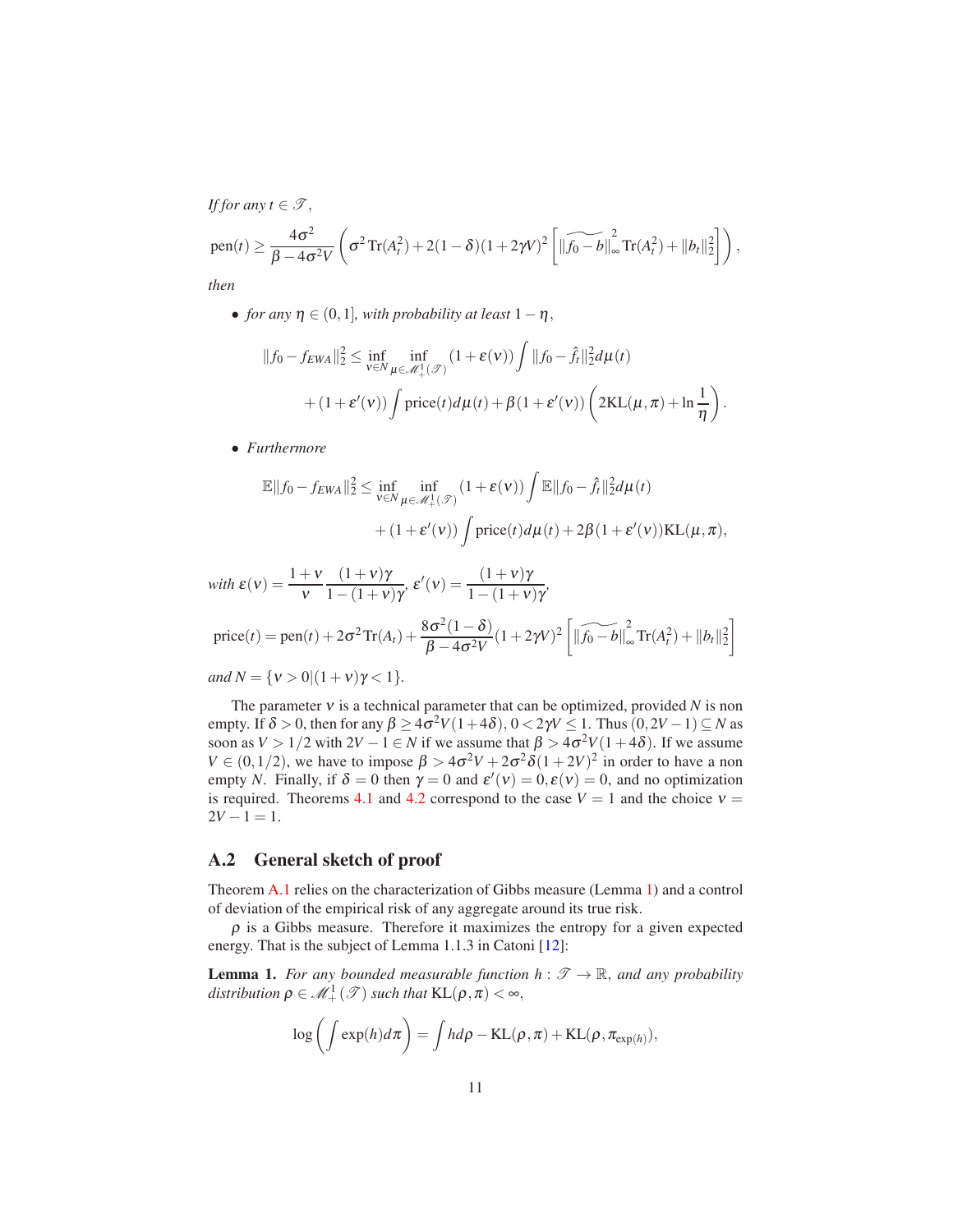*If for any $t \in \mathscr{T}$,*

$$\mathrm{pen}(t) \geq \frac{4\sigma^2}{\beta - 4\sigma^2 V}\left(\sigma^2 \mathrm{Tr}(A_t^2) + 2(1-\delta)(1+2\gamma V)^2\left[\widetilde{\|f_0 - b\|}_\infty^2 \mathrm{Tr}(A_t^2) + \|b_t\|_2^2\right]\right),$$

*then*

- *for any $\eta \in (0,1]$, with probability at least $1-\eta$,*

$$\|f_0 - f_{EWA}\|_2^2 \leq \inf_{\nu \in N} \inf_{\mu \in \mathscr{M}_+^1(\mathscr{T})} (1+\varepsilon(\nu)) \int \|f_0 - \hat{f}_t\|_2^2 d\mu(t)$$
$$+ (1+\varepsilon'(\nu)) \int \mathrm{price}(t) d\mu(t) + \beta(1+\varepsilon'(\nu))\left(2\mathrm{KL}(\mu,\pi) + \ln\frac{1}{\eta}\right).$$

- *Furthermore*

$$\mathbb{E}\|f_0 - f_{EWA}\|_2^2 \leq \inf_{\nu \in N} \inf_{\mu \in \mathscr{M}_+^1(\mathscr{T})} (1+\varepsilon(\nu)) \int \mathbb{E}\|f_0 - \hat{f}_t\|_2^2 d\mu(t)$$
$$+ (1+\varepsilon'(\nu)) \int \mathrm{price}(t) d\mu(t) + 2\beta(1+\varepsilon'(\nu))\mathrm{KL}(\mu,\pi),$$

*with* $\varepsilon(\nu) = \dfrac{1+\nu}{\nu}\dfrac{(1+\nu)\gamma}{1-(1+\nu)\gamma}$, $\varepsilon'(\nu) = \dfrac{(1+\nu)\gamma}{1-(1+\nu)\gamma}$,

$$\mathrm{price}(t) = \mathrm{pen}(t) + 2\sigma^2 \mathrm{Tr}(A_t) + \frac{8\sigma^2(1-\delta)}{\beta - 4\sigma^2 V}(1+2\gamma V)^2\left[\widetilde{\|f_0 - b\|}_\infty^2 \mathrm{Tr}(A_t^2) + \|b_t\|_2^2\right]$$

*and* $N = \{\nu > 0 | (1+\nu)\gamma < 1\}$.

The parameter $\nu$ is a technical parameter that can be optimized, provided $N$ is non empty. If $\delta > 0$, then for any $\beta \geq 4\sigma^2 V(1+4\delta)$, $0 < 2\gamma V \leq 1$. Thus $(0, 2V-1) \subseteq N$ as soon as $V > 1/2$ with $2V - 1 \in N$ if we assume that $\beta > 4\sigma^2 V(1+4\delta)$. If we assume $V \in (0,1/2)$, we have to impose $\beta > 4\sigma^2 V + 2\sigma^2\delta(1+2V)^2$ in order to have a non empty $N$. Finally, if $\delta = 0$ then $\gamma = 0$ and $\varepsilon'(\nu) = 0, \varepsilon(\nu) = 0$, and no optimization is required. Theorems 4.1 and 4.2 correspond to the case $V = 1$ and the choice $\nu = 2V - 1 = 1$.

## A.2 General sketch of proof

Theorem A.1 relies on the characterization of Gibbs measure (Lemma 1) and a control of deviation of the empirical risk of any aggregate around its true risk.

$\rho$ is a Gibbs measure. Therefore it maximizes the entropy for a given expected energy. That is the subject of Lemma 1.1.3 in Catoni [12]:

**Lemma 1.** *For any bounded measurable function $h : \mathscr{T} \to \mathbb{R}$, and any probability distribution $\rho \in \mathscr{M}_+^1(\mathscr{T})$ such that $\mathrm{KL}(\rho,\pi) < \infty$,*

$$\log\left(\int \exp(h) d\pi\right) = \int h d\rho - \mathrm{KL}(\rho,\pi) + \mathrm{KL}(\rho, \pi_{\exp(h)}),$$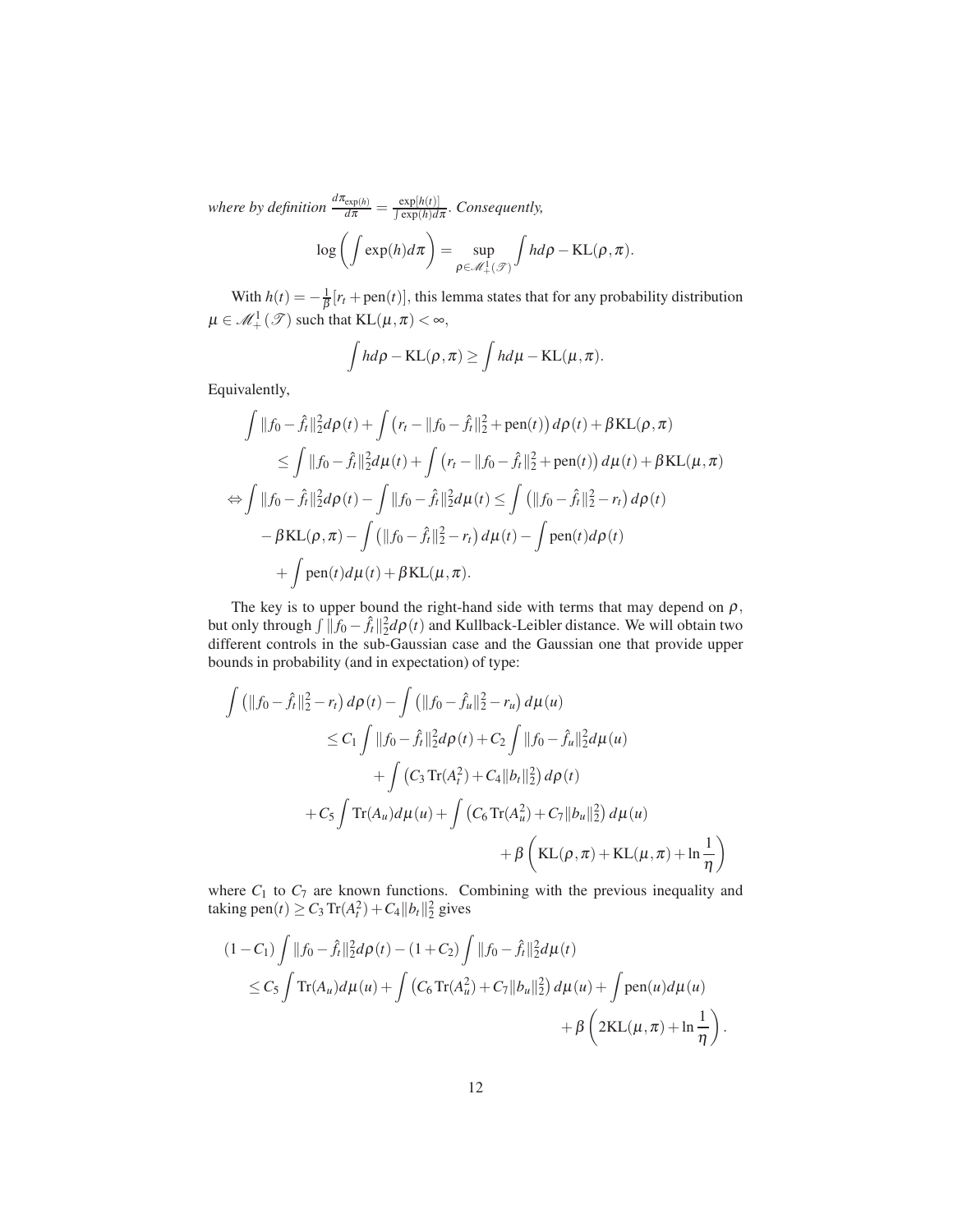*where by definition* $\frac{d\pi_{\exp(h)}}{d\pi} = \frac{\exp[h(t)]}{\int \exp(h) d\pi}$. *Consequently,*

$$\log\left(\int \exp(h) d\pi\right) = \sup_{\rho \in \mathscr{M}_+^1(\mathscr{T})} \int h d\rho - \mathrm{KL}(\rho, \pi).$$

With $h(t) = -\frac{1}{\beta}[r_t + \mathrm{pen}(t)]$, this lemma states that for any probability distribution $\mu \in \mathscr{M}_+^1(\mathscr{T})$ such that $\mathrm{KL}(\mu, \pi) < \infty$,

$$\int h d\rho - \mathrm{KL}(\rho, \pi) \geq \int h d\mu - \mathrm{KL}(\mu, \pi).$$

Equivalently,

$$\begin{aligned}
&\int \|f_0 - \hat{f}_t\|_2^2 d\rho(t) + \int \left(r_t - \|f_0 - \hat{f}_t\|_2^2 + \mathrm{pen}(t)\right) d\rho(t) + \beta \mathrm{KL}(\rho, \pi) \\
&\qquad \leq \int \|f_0 - \hat{f}_t\|_2^2 d\mu(t) + \int \left(r_t - \|f_0 - \hat{f}_t\|_2^2 + \mathrm{pen}(t)\right) d\mu(t) + \beta \mathrm{KL}(\mu, \pi) \\
\Leftrightarrow &\int \|f_0 - \hat{f}_t\|_2^2 d\rho(t) - \int \|f_0 - \hat{f}_t\|_2^2 d\mu(t) \leq \int \left(\|f_0 - \hat{f}_t\|_2^2 - r_t\right) d\rho(t) \\
&\qquad - \beta \mathrm{KL}(\rho, \pi) - \int \left(\|f_0 - \hat{f}_t\|_2^2 - r_t\right) d\mu(t) - \int \mathrm{pen}(t) d\rho(t) \\
&\qquad + \int \mathrm{pen}(t) d\mu(t) + \beta \mathrm{KL}(\mu, \pi).
\end{aligned}$$

The key is to upper bound the right-hand side with terms that may depend on $\rho$, but only through $\int \|f_0 - \hat{f}_t\|_2^2 d\rho(t)$ and Kullback-Leibler distance. We will obtain two different controls in the sub-Gaussian case and the Gaussian one that provide upper bounds in probability (and in expectation) of type:

$$\begin{aligned}
\int \left(\|f_0 - \hat{f}_t\|_2^2 - r_t\right) d\rho(t) &- \int \left(\|f_0 - \hat{f}_u\|_2^2 - r_u\right) d\mu(u) \\
&\leq C_1 \int \|f_0 - \hat{f}_t\|_2^2 d\rho(t) + C_2 \int \|f_0 - \hat{f}_u\|_2^2 d\mu(u) \\
&\qquad + \int \left(C_3 \operatorname{Tr}(A_t^2) + C_4 \|b_t\|_2^2\right) d\rho(t) \\
+ C_5 \int \operatorname{Tr}(A_u) d\mu(u) &+ \int \left(C_6 \operatorname{Tr}(A_u^2) + C_7 \|b_u\|_2^2\right) d\mu(u) \\
&\qquad + \beta\left(\mathrm{KL}(\rho, \pi) + \mathrm{KL}(\mu, \pi) + \ln \frac{1}{\eta}\right)
\end{aligned}$$

where $C_1$ to $C_7$ are known functions. Combining with the previous inequality and taking $\mathrm{pen}(t) \geq C_3 \operatorname{Tr}(A_t^2) + C_4 \|b_t\|_2^2$ gives

$$\begin{aligned}
(1 - C_1) &\int \|f_0 - \hat{f}_t\|_2^2 d\rho(t) - (1 + C_2) \int \|f_0 - \hat{f}_t\|_2^2 d\mu(t) \\
&\leq C_5 \int \operatorname{Tr}(A_u) d\mu(u) + \int \left(C_6 \operatorname{Tr}(A_u^2) + C_7 \|b_u\|_2^2\right) d\mu(u) + \int \mathrm{pen}(u) d\mu(u) \\
&\qquad + \beta\left(2\mathrm{KL}(\mu, \pi) + \ln \frac{1}{\eta}\right).
\end{aligned}$$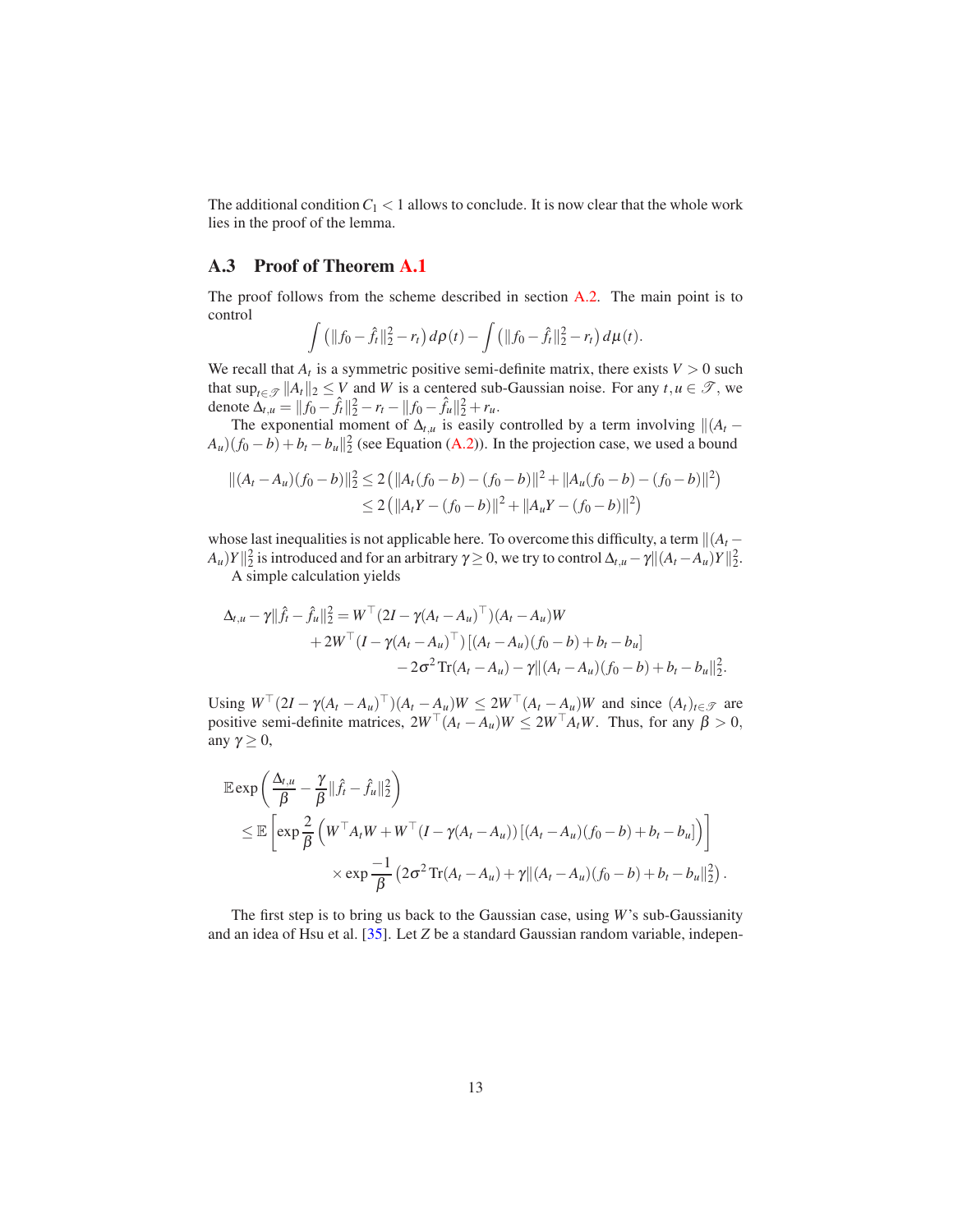The additional condition $C_1 < 1$ allows to conclude. It is now clear that the whole work lies in the proof of the lemma.

## A.3 Proof of Theorem A.1

The proof follows from the scheme described in section A.2. The main point is to control

$$\int \left(\|f_0 - \hat{f}_t\|_2^2 - r_t\right) d\rho(t) - \int \left(\|f_0 - \hat{f}_t\|_2^2 - r_t\right) d\mu(t).$$

We recall that $A_t$ is a symmetric positive semi-definite matrix, there exists $V > 0$ such that $\sup_{t \in \mathscr{T}} \|A_t\|_2 \leq V$ and $W$ is a centered sub-Gaussian noise. For any $t, u \in \mathscr{T}$, we denote $\Delta_{t,u} = \|f_0 - \hat{f}_t\|_2^2 - r_t - \|f_0 - \hat{f}_u\|_2^2 + r_u$.

The exponential moment of $\Delta_{t,u}$ is easily controlled by a term involving $\|(A_t - A_u)(f_0 - b) + b_t - b_u\|_2^2$ (see Equation (A.2)). In the projection case, we used a bound

$$\begin{aligned}
\|(A_t - A_u)(f_0 - b)\|_2^2 &\leq 2\left(\|A_t(f_0 - b) - (f_0 - b)\|^2 + \|A_u(f_0 - b) - (f_0 - b)\|^2\right) \\
&\leq 2\left(\|A_t Y - (f_0 - b)\|^2 + \|A_u Y - (f_0 - b)\|^2\right)
\end{aligned}$$

whose last inequalities is not applicable here. To overcome this difficulty, a term $\|(A_t - A_u)Y\|_2^2$ is introduced and for an arbitrary $\gamma \geq 0$, we try to control $\Delta_{t,u} - \gamma\|(A_t - A_u)Y\|_2^2$.

A simple calculation yields

$$\begin{aligned}
\Delta_{t,u} - \gamma\|\hat{f}_t - \hat{f}_u\|_2^2 = \; & W^\top (2I - \gamma(A_t - A_u)^\top)(A_t - A_u)W \\
& + 2W^\top (I - \gamma(A_t - A_u)^\top)\left[(A_t - A_u)(f_0 - b) + b_t - b_u\right] \\
& - 2\sigma^2 \operatorname{Tr}(A_t - A_u) - \gamma\|(A_t - A_u)(f_0 - b) + b_t - b_u\|_2^2.
\end{aligned}$$

Using $W^\top (2I - \gamma(A_t - A_u)^\top)(A_t - A_u)W \leq 2W^\top (A_t - A_u)W$ and since $(A_t)_{t \in \mathscr{T}}$ are positive semi-definite matrices, $2W^\top (A_t - A_u)W \leq 2W^\top A_t W$. Thus, for any $\beta > 0$, any $\gamma \geq 0$,

$$\begin{aligned}
& \mathbb{E} \exp\left(\frac{\Delta_{t,u}}{\beta} - \frac{\gamma}{\beta}\|\hat{f}_t - \hat{f}_u\|_2^2\right) \\
& \leq \mathbb{E}\left[\exp \frac{2}{\beta}\left(W^\top A_t W + W^\top (I - \gamma(A_t - A_u))\left[(A_t - A_u)(f_0 - b) + b_t - b_u\right]\right)\right] \\
& \qquad \times \exp \frac{-1}{\beta}\left(2\sigma^2 \operatorname{Tr}(A_t - A_u) + \gamma\|(A_t - A_u)(f_0 - b) + b_t - b_u\|_2^2\right).
\end{aligned}$$

The first step is to bring us back to the Gaussian case, using $W$'s sub-Gaussianity and an idea of Hsu et al. [35]. Let $Z$ be a standard Gaussian random variable, indepen-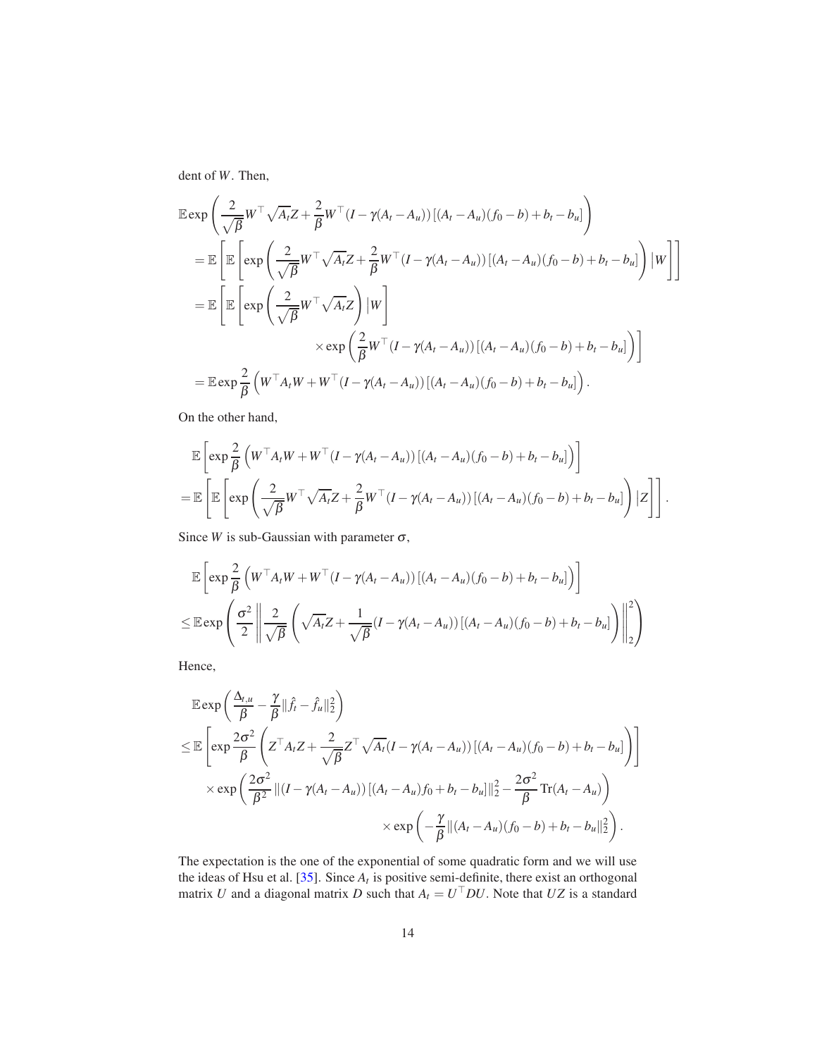dent of $W$. Then,

$$
\begin{aligned}
&\mathbb{E}\exp\left(\frac{2}{\sqrt{\beta}}W^\top\sqrt{A_t}Z+\frac{2}{\beta}W^\top(I-\gamma(A_t-A_u))\left[(A_t-A_u)(f_0-b)+b_t-b_u\right]\right)\\
&=\mathbb{E}\left[\mathbb{E}\left[\exp\left(\frac{2}{\sqrt{\beta}}W^\top\sqrt{A_t}Z+\frac{2}{\beta}W^\top(I-\gamma(A_t-A_u))\left[(A_t-A_u)(f_0-b)+b_t-b_u\right]\right)\big|W\right]\right]\\
&=\mathbb{E}\left[\mathbb{E}\left[\exp\left(\frac{2}{\sqrt{\beta}}W^\top\sqrt{A_t}Z\right)\big|W\right]\right.\\
&\qquad\qquad\left.\times\exp\left(\frac{2}{\beta}W^\top(I-\gamma(A_t-A_u))\left[(A_t-A_u)(f_0-b)+b_t-b_u\right]\right)\right]\\
&=\mathbb{E}\exp\frac{2}{\beta}\left(W^\top A_tW+W^\top(I-\gamma(A_t-A_u))\left[(A_t-A_u)(f_0-b)+b_t-b_u\right]\right).
\end{aligned}
$$

On the other hand,

$$
\begin{aligned}
&\mathbb{E}\left[\exp\frac{2}{\beta}\left(W^\top A_tW+W^\top(I-\gamma(A_t-A_u))\left[(A_t-A_u)(f_0-b)+b_t-b_u\right]\right)\right]\\
&=\mathbb{E}\left[\mathbb{E}\left[\exp\left(\frac{2}{\sqrt{\beta}}W^\top\sqrt{A_t}Z+\frac{2}{\beta}W^\top(I-\gamma(A_t-A_u))\left[(A_t-A_u)(f_0-b)+b_t-b_u\right]\right)\big|Z\right]\right].
\end{aligned}
$$

Since $W$ is sub-Gaussian with parameter $\sigma$,

$$
\begin{aligned}
&\mathbb{E}\left[\exp\frac{2}{\beta}\left(W^\top A_tW+W^\top(I-\gamma(A_t-A_u))\left[(A_t-A_u)(f_0-b)+b_t-b_u\right]\right)\right]\\
&\leq\mathbb{E}\exp\left(\frac{\sigma^2}{2}\left\|\frac{2}{\sqrt{\beta}}\left(\sqrt{A_t}Z+\frac{1}{\sqrt{\beta}}(I-\gamma(A_t-A_u))\left[(A_t-A_u)(f_0-b)+b_t-b_u\right]\right)\right\|_2^2\right)
\end{aligned}
$$

Hence,

$$
\begin{aligned}
&\mathbb{E}\exp\left(\frac{\Delta_{t,u}}{\beta}-\frac{\gamma}{\beta}\|\hat{f}_t-\hat{f}_u\|_2^2\right)\\
&\leq\mathbb{E}\left[\exp\frac{2\sigma^2}{\beta}\left(Z^\top A_tZ+\frac{2}{\sqrt{\beta}}Z^\top\sqrt{A_t}(I-\gamma(A_t-A_u))\left[(A_t-A_u)(f_0-b)+b_t-b_u\right]\right)\right]\\
&\qquad\times\exp\left(\frac{2\sigma^2}{\beta^2}\left\|(I-\gamma(A_t-A_u))\left[(A_t-A_u)f_0+b_t-b_u\right]\right\|_2^2-\frac{2\sigma^2}{\beta}\operatorname{Tr}(A_t-A_u)\right)\\
&\qquad\qquad\qquad\qquad\times\exp\left(-\frac{\gamma}{\beta}\|(A_t-A_u)(f_0-b)+b_t-b_u\|_2^2\right).
\end{aligned}
$$

The expectation is the one of the exponential of some quadratic form and we will use the ideas of Hsu et al. [35]. Since $A_t$ is positive semi-definite, there exist an orthogonal matrix $U$ and a diagonal matrix $D$ such that $A_t=U^\top DU$. Note that $UZ$ is a standard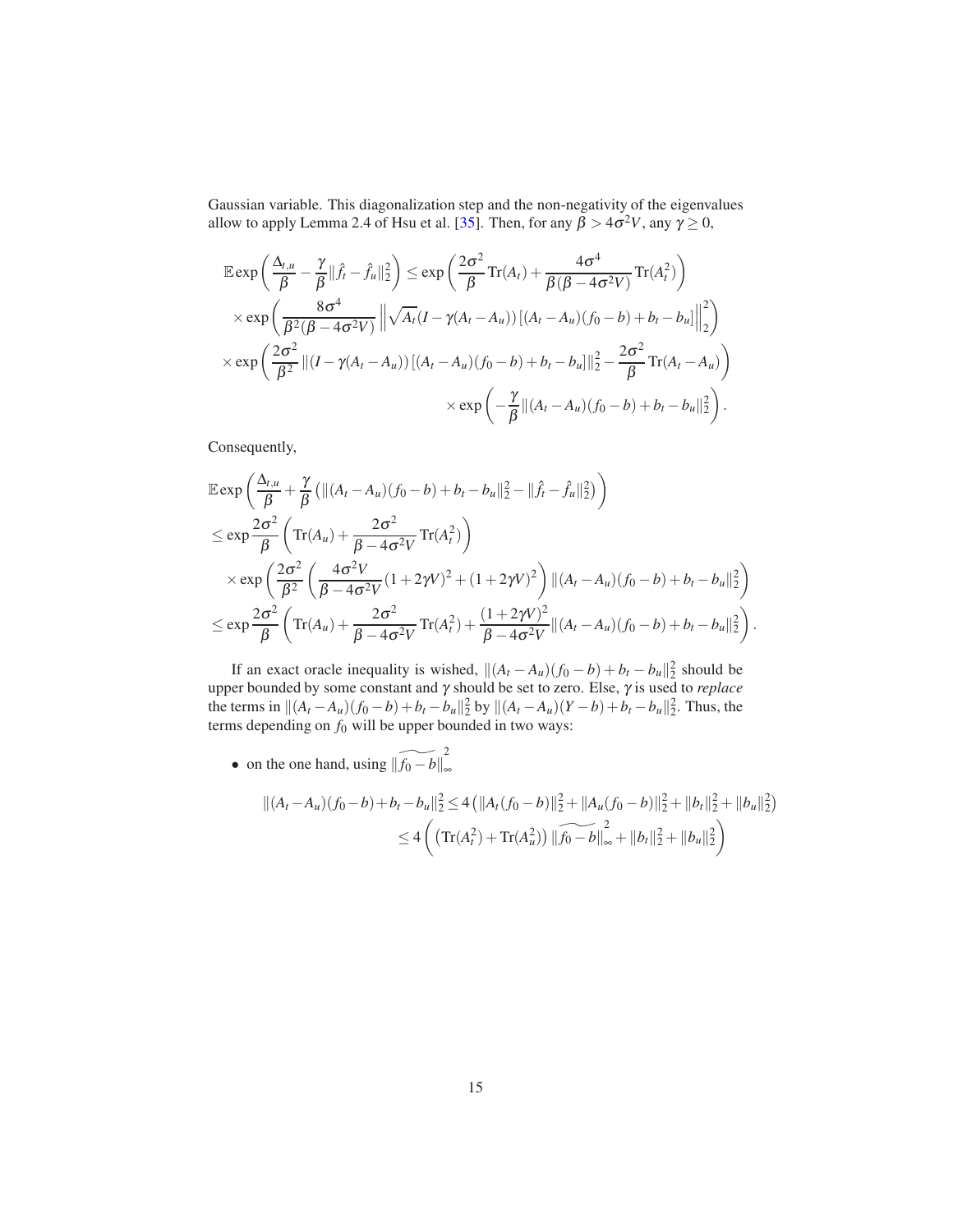Gaussian variable. This diagonalization step and the non-negativity of the eigenvalues allow to apply Lemma 2.4 of Hsu et al. [35]. Then, for any $\beta > 4\sigma^2 V$, any $\gamma \geq 0$,

$$
\begin{aligned}
\mathbb{E}\exp\left(\frac{\Delta_{t,u}}{\beta} - \frac{\gamma}{\beta}\|\hat{f}_t - \hat{f}_u\|_2^2\right) &\leq \exp\left(\frac{2\sigma^2}{\beta}\mathrm{Tr}(A_t) + \frac{4\sigma^4}{\beta(\beta - 4\sigma^2 V)}\mathrm{Tr}(A_t^2)\right) \\
&\times \exp\left(\frac{8\sigma^4}{\beta^2(\beta - 4\sigma^2 V)}\left\|\sqrt{A_t}(I - \gamma(A_t - A_u))\left[(A_t - A_u)(f_0 - b) + b_t - b_u\right]\right\|_2^2\right) \\
&\times \exp\left(\frac{2\sigma^2}{\beta^2}\|(I - \gamma(A_t - A_u))\left[(A_t - A_u)(f_0 - b) + b_t - b_u\right]\|_2^2 - \frac{2\sigma^2}{\beta}\mathrm{Tr}(A_t - A_u)\right) \\
&\times \exp\left(-\frac{\gamma}{\beta}\|(A_t - A_u)(f_0 - b) + b_t - b_u\|_2^2\right).
\end{aligned}
$$

Consequently,

$$
\begin{aligned}
&\mathbb{E}\exp\left(\frac{\Delta_{t,u}}{\beta} + \frac{\gamma}{\beta}\left(\|(A_t - A_u)(f_0 - b) + b_t - b_u\|_2^2 - \|\hat{f}_t - \hat{f}_u\|_2^2\right)\right) \\
&\leq \exp\frac{2\sigma^2}{\beta}\left(\mathrm{Tr}(A_u) + \frac{2\sigma^2}{\beta - 4\sigma^2 V}\mathrm{Tr}(A_t^2)\right) \\
&\quad \times \exp\left(\frac{2\sigma^2}{\beta^2}\left(\frac{4\sigma^2 V}{\beta - 4\sigma^2 V}(1 + 2\gamma V)^2 + (1 + 2\gamma V)^2\right)\|(A_t - A_u)(f_0 - b) + b_t - b_u\|_2^2\right) \\
&\leq \exp\frac{2\sigma^2}{\beta}\left(\mathrm{Tr}(A_u) + \frac{2\sigma^2}{\beta - 4\sigma^2 V}\mathrm{Tr}(A_t^2) + \frac{(1 + 2\gamma V)^2}{\beta - 4\sigma^2 V}\|(A_t - A_u)(f_0 - b) + b_t - b_u\|_2^2\right).
\end{aligned}
$$

If an exact oracle inequality is wished, $\|(A_t - A_u)(f_0 - b) + b_t - b_u\|_2^2$ should be upper bounded by some constant and $\gamma$ should be set to zero. Else, $\gamma$ is used to *replace* the terms in $\|(A_t - A_u)(f_0 - b) + b_t - b_u\|_2^2$ by $\|(A_t - A_u)(Y - b) + b_t - b_u\|_2^2$. Thus, the terms depending on $f_0$ will be upper bounded in two ways:

- on the one hand, using $\widetilde{\|f_0 - b\|}_\infty^2$

$$
\begin{aligned}
\|(A_t - A_u)(f_0 - b) + b_t - b_u\|_2^2 &\leq 4\left(\|A_t(f_0 - b)\|_2^2 + \|A_u(f_0 - b)\|_2^2 + \|b_t\|_2^2 + \|b_u\|_2^2\right) \\
&\leq 4\left(\left(\mathrm{Tr}(A_t^2) + \mathrm{Tr}(A_u^2)\right)\widetilde{\|f_0 - b\|}_\infty^2 + \|b_t\|_2^2 + \|b_u\|_2^2\right)
\end{aligned}
$$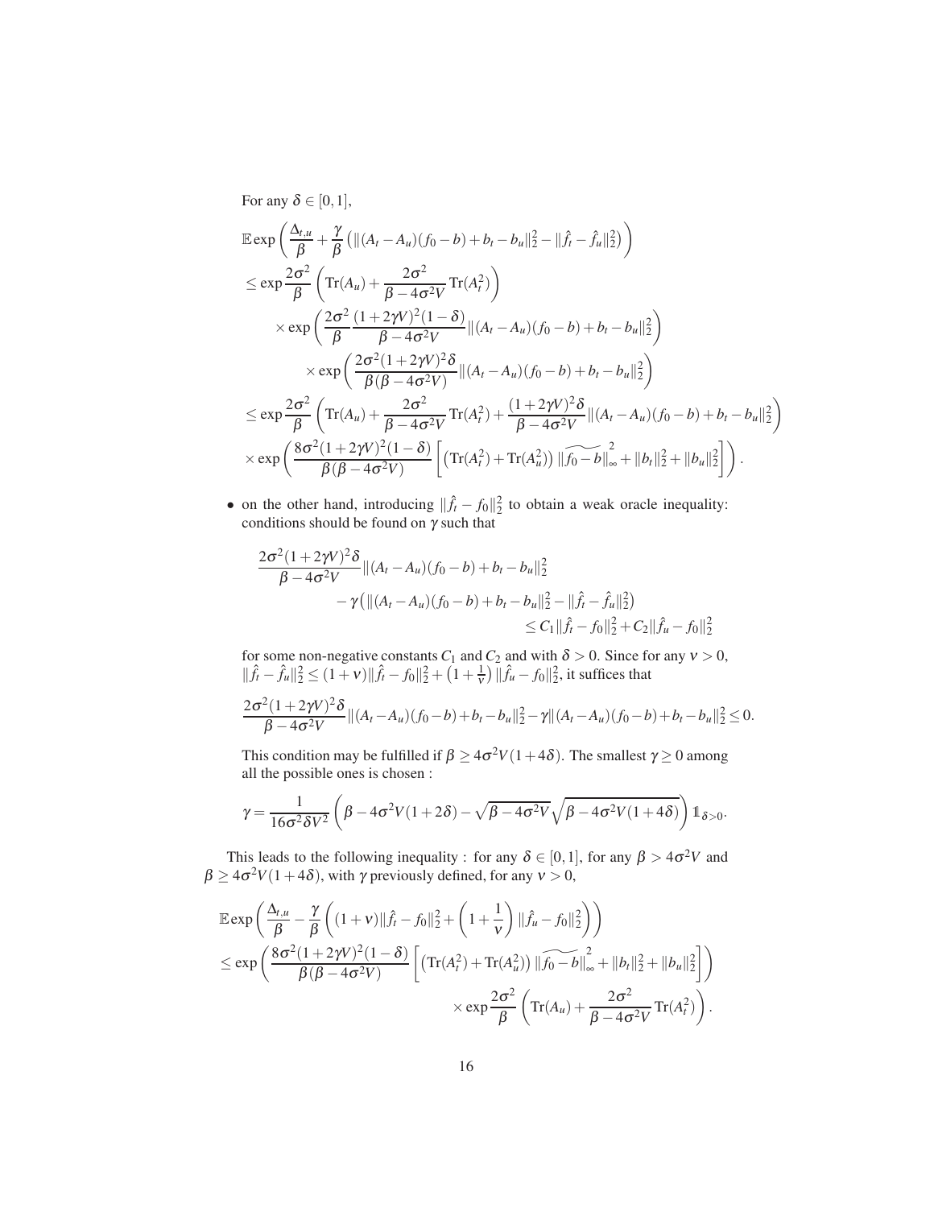For any $\delta \in [0,1]$,

$$
\begin{aligned}
&\mathbb{E}\exp\left(\frac{\Delta_{t,u}}{\beta} + \frac{\gamma}{\beta}\left(\|(A_t - A_u)(f_0 - b) + b_t - b_u\|_2^2 - \|\hat{f}_t - \hat{f}_u\|_2^2\right)\right) \\
&\leq \exp\frac{2\sigma^2}{\beta}\left(\operatorname{Tr}(A_u) + \frac{2\sigma^2}{\beta - 4\sigma^2 V}\operatorname{Tr}(A_t^2)\right) \\
&\qquad \times \exp\left(\frac{2\sigma^2}{\beta}\frac{(1+2\gamma V)^2(1-\delta)}{\beta - 4\sigma^2 V}\|(A_t - A_u)(f_0 - b) + b_t - b_u\|_2^2\right) \\
&\qquad\qquad \times \exp\left(\frac{2\sigma^2(1+2\gamma V)^2\delta}{\beta(\beta - 4\sigma^2 V)}\|(A_t - A_u)(f_0 - b) + b_t - b_u\|_2^2\right) \\
&\leq \exp\frac{2\sigma^2}{\beta}\left(\operatorname{Tr}(A_u) + \frac{2\sigma^2}{\beta - 4\sigma^2 V}\operatorname{Tr}(A_t^2) + \frac{(1+2\gamma V)^2\delta}{\beta - 4\sigma^2 V}\|(A_t - A_u)(f_0 - b) + b_t - b_u\|_2^2\right) \\
&\times \exp\left(\frac{8\sigma^2(1+2\gamma V)^2(1-\delta)}{\beta(\beta - 4\sigma^2 V)}\left[\left(\operatorname{Tr}(A_t^2) + \operatorname{Tr}(A_u^2)\right)\|\widetilde{f_0 - b}\|_\infty^2 + \|b_t\|_2^2 + \|b_u\|_2^2\right]\right).
\end{aligned}
$$

- on the other hand, introducing $\|\hat{f}_t - f_0\|_2^2$ to obtain a weak oracle inequality: conditions should be found on $\gamma$ such that

$$
\begin{aligned}
&\frac{2\sigma^2(1+2\gamma V)^2\delta}{\beta - 4\sigma^2 V}\|(A_t - A_u)(f_0 - b) + b_t - b_u\|_2^2 \\
&\qquad - \gamma\left(\|(A_t - A_u)(f_0 - b) + b_t - b_u\|_2^2 - \|\hat{f}_t - \hat{f}_u\|_2^2\right) \\
&\qquad\qquad\qquad \leq C_1\|\hat{f}_t - f_0\|_2^2 + C_2\|\hat{f}_u - f_0\|_2^2
\end{aligned}
$$

  for some non-negative constants $C_1$ and $C_2$ and with $\delta > 0$. Since for any $\nu > 0$, $\|\hat{f}_t - \hat{f}_u\|_2^2 \leq (1+\nu)\|\hat{f}_t - f_0\|_2^2 + \left(1 + \frac{1}{\nu}\right)\|\hat{f}_u - f_0\|_2^2$, it suffices that

$$
\frac{2\sigma^2(1+2\gamma V)^2\delta}{\beta - 4\sigma^2 V}\|(A_t - A_u)(f_0 - b) + b_t - b_u\|_2^2 - \gamma\|(A_t - A_u)(f_0 - b) + b_t - b_u\|_2^2 \leq 0.
$$

  This condition may be fulfilled if $\beta \geq 4\sigma^2 V(1+4\delta)$. The smallest $\gamma \geq 0$ among all the possible ones is chosen :

$$
\gamma = \frac{1}{16\sigma^2\delta V^2}\left(\beta - 4\sigma^2 V(1+2\delta) - \sqrt{\beta - 4\sigma^2 V}\sqrt{\beta - 4\sigma^2 V(1+4\delta)}\right)\mathbb{1}_{\delta > 0}.
$$

This leads to the following inequality : for any $\delta \in [0,1]$, for any $\beta > 4\sigma^2 V$ and $\beta \geq 4\sigma^2 V(1+4\delta)$, with $\gamma$ previously defined, for any $\nu > 0$,

$$
\begin{aligned}
&\mathbb{E}\exp\left(\frac{\Delta_{t,u}}{\beta} - \frac{\gamma}{\beta}\left((1+\nu)\|\hat{f}_t - f_0\|_2^2 + \left(1 + \frac{1}{\nu}\right)\|\hat{f}_u - f_0\|_2^2\right)\right) \\
&\leq \exp\left(\frac{8\sigma^2(1+2\gamma V)^2(1-\delta)}{\beta(\beta - 4\sigma^2 V)}\left[\left(\operatorname{Tr}(A_t^2) + \operatorname{Tr}(A_u^2)\right)\|\widetilde{f_0 - b}\|_\infty^2 + \|b_t\|_2^2 + \|b_u\|_2^2\right]\right) \\
&\qquad\qquad\qquad\qquad \times \exp\frac{2\sigma^2}{\beta}\left(\operatorname{Tr}(A_u) + \frac{2\sigma^2}{\beta - 4\sigma^2 V}\operatorname{Tr}(A_t^2)\right).
\end{aligned}
$$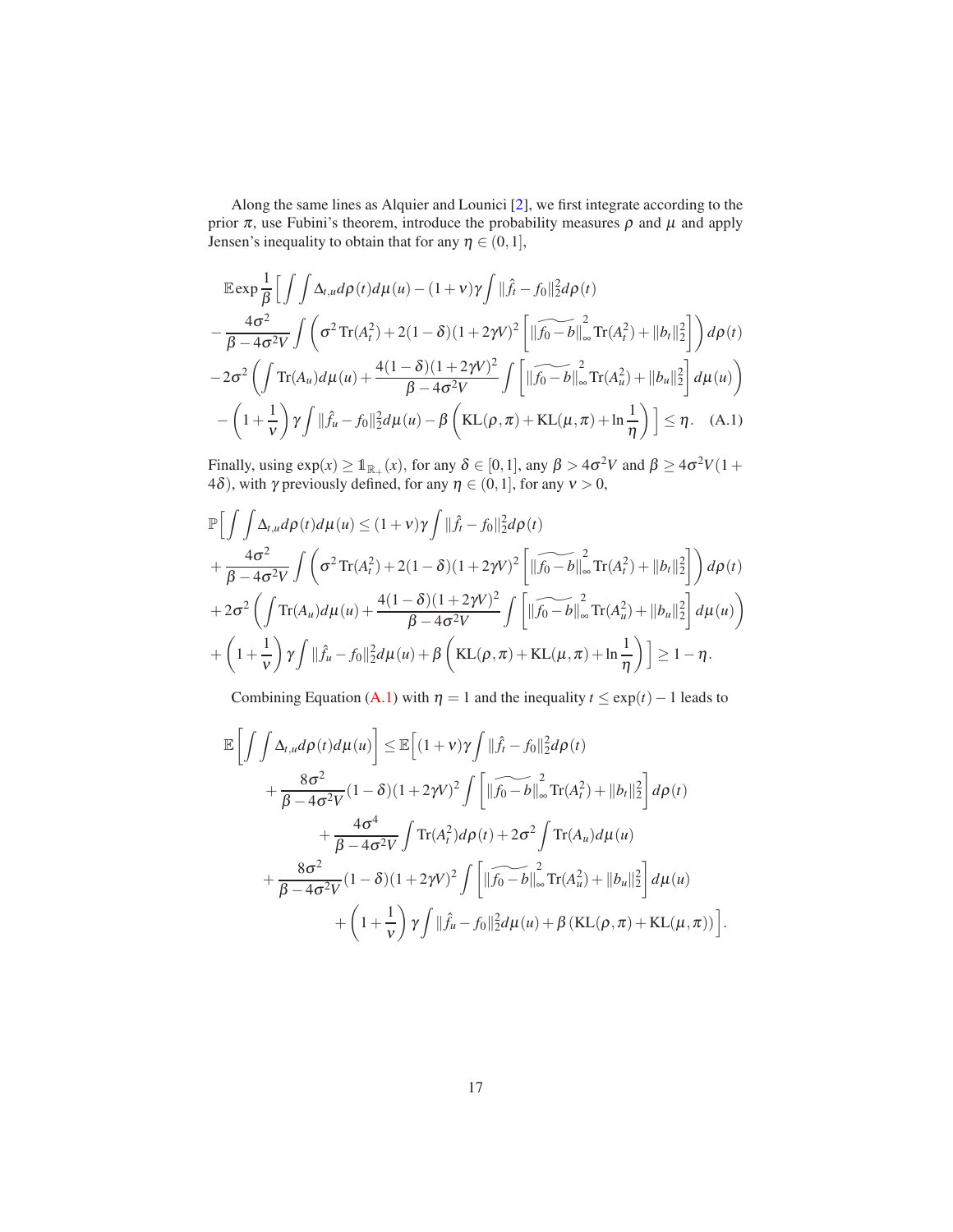Along the same lines as Alquier and Lounici [2], we first integrate according to the prior $\pi$, use Fubini's theorem, introduce the probability measures $\rho$ and $\mu$ and apply Jensen's inequality to obtain that for any $\eta \in (0,1]$,

$$
\begin{aligned}
&\mathbb{E}\exp\frac{1}{\beta}\Big[\int\int \Delta_{t,u} d\rho(t)d\mu(u) - (1+\nu)\gamma\int \|\hat{f}_t - f_0\|_2^2 d\rho(t) \\
&-\frac{4\sigma^2}{\beta-4\sigma^2 V}\int\left(\sigma^2\operatorname{Tr}(A_t^2) + 2(1-\delta)(1+2\gamma V)^2\left[\|\widetilde{f_0-b}\|_\infty^2\operatorname{Tr}(A_t^2)+\|b_t\|_2^2\right]\right)d\rho(t) \\
&-2\sigma^2\left(\int \operatorname{Tr}(A_u)d\mu(u) + \frac{4(1-\delta)(1+2\gamma V)^2}{\beta-4\sigma^2 V}\int\left[\|\widetilde{f_0-b}\|_\infty^2\operatorname{Tr}(A_u^2)+\|b_u\|_2^2\right]d\mu(u)\right) \\
&-\left(1+\frac{1}{\nu}\right)\gamma\int\|\hat{f}_u - f_0\|_2^2 d\mu(u) - \beta\left(\operatorname{KL}(\rho,\pi)+\operatorname{KL}(\mu,\pi)+\ln\frac{1}{\eta}\right)\Big] \leq \eta. \quad \text{(A.1)}
\end{aligned}
$$

Finally, using $\exp(x) \geq \mathbb{1}_{\mathbb{R}_+}(x)$, for any $\delta \in [0,1]$, any $\beta > 4\sigma^2 V$ and $\beta \geq 4\sigma^2 V(1+4\delta)$, with $\gamma$ previously defined, for any $\eta \in (0,1]$, for any $\nu > 0$,

$$
\begin{aligned}
&\mathbb{P}\Big[\int\int \Delta_{t,u} d\rho(t)d\mu(u) \leq (1+\nu)\gamma\int \|\hat{f}_t - f_0\|_2^2 d\rho(t) \\
&+\frac{4\sigma^2}{\beta-4\sigma^2 V}\int\left(\sigma^2\operatorname{Tr}(A_t^2) + 2(1-\delta)(1+2\gamma V)^2\left[\|\widetilde{f_0-b}\|_\infty^2\operatorname{Tr}(A_t^2)+\|b_t\|_2^2\right]\right)d\rho(t) \\
&+2\sigma^2\left(\int \operatorname{Tr}(A_u)d\mu(u) + \frac{4(1-\delta)(1+2\gamma V)^2}{\beta-4\sigma^2 V}\int\left[\|\widetilde{f_0-b}\|_\infty^2\operatorname{Tr}(A_u^2)+\|b_u\|_2^2\right]d\mu(u)\right) \\
&+\left(1+\frac{1}{\nu}\right)\gamma\int\|\hat{f}_u - f_0\|_2^2 d\mu(u) + \beta\left(\operatorname{KL}(\rho,\pi)+\operatorname{KL}(\mu,\pi)+\ln\frac{1}{\eta}\right)\Big] \geq 1-\eta.
\end{aligned}
$$

Combining Equation (A.1) with $\eta = 1$ and the inequality $t \leq \exp(t) - 1$ leads to

$$
\begin{aligned}
\mathbb{E}\left[\int\int \Delta_{t,u} d\rho(t)d\mu(u)\right] \leq\ & \mathbb{E}\Big[(1+\nu)\gamma\int \|\hat{f}_t - f_0\|_2^2 d\rho(t) \\
&+\frac{8\sigma^2}{\beta-4\sigma^2 V}(1-\delta)(1+2\gamma V)^2\int\left[\|\widetilde{f_0-b}\|_\infty^2\operatorname{Tr}(A_t^2)+\|b_t\|_2^2\right]d\rho(t) \\
&+\frac{4\sigma^4}{\beta-4\sigma^2 V}\int\operatorname{Tr}(A_t^2)d\rho(t) + 2\sigma^2\int\operatorname{Tr}(A_u)d\mu(u) \\
&+\frac{8\sigma^2}{\beta-4\sigma^2 V}(1-\delta)(1+2\gamma V)^2\int\left[\|\widetilde{f_0-b}\|_\infty^2\operatorname{Tr}(A_u^2)+\|b_u\|_2^2\right]d\mu(u) \\
&+\left(1+\frac{1}{\nu}\right)\gamma\int\|\hat{f}_u - f_0\|_2^2 d\mu(u) + \beta\left(\operatorname{KL}(\rho,\pi)+\operatorname{KL}(\mu,\pi)\right)\Big].
\end{aligned}
$$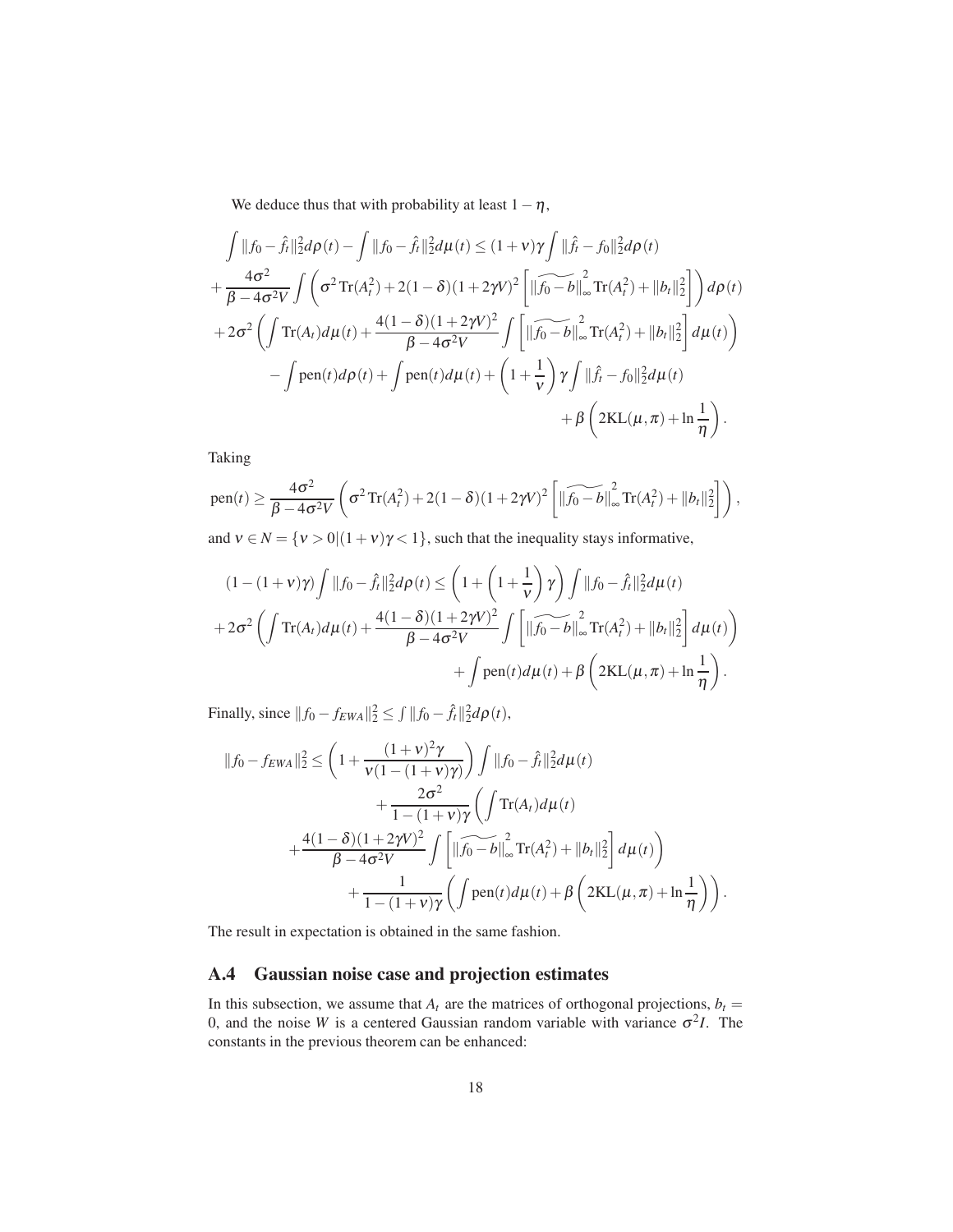We deduce thus that with probability at least $1-\eta$,

$$
\begin{aligned}
\int \|f_0 - \hat{f}_t\|_2^2 d\rho(t) - \int \|f_0 - \hat{f}_t\|_2^2 d\mu(t) &\leq (1+\nu)\gamma \int \|\hat{f}_t - f_0\|_2^2 d\rho(t) \\
+ \frac{4\sigma^2}{\beta - 4\sigma^2 V} \int \left( \sigma^2 \operatorname{Tr}(A_t^2) + 2(1-\delta)(1+2\gamma V)^2 \left[ \|\widetilde{f_0 - b}\|_\infty^2 \operatorname{Tr}(A_t^2) + \|b_t\|_2^2 \right] \right) d\rho(t) \\
+ 2\sigma^2 \left( \int \operatorname{Tr}(A_t) d\mu(t) + \frac{4(1-\delta)(1+2\gamma V)^2}{\beta - 4\sigma^2 V} \int \left[ \|\widetilde{f_0 - b}\|_\infty^2 \operatorname{Tr}(A_t^2) + \|b_t\|_2^2 \right] d\mu(t) \right) \\
- \int \operatorname{pen}(t) d\rho(t) + \int \operatorname{pen}(t) d\mu(t) + \left(1 + \frac{1}{\nu}\right) \gamma \int \|\hat{f}_t - f_0\|_2^2 d\mu(t) \\
+ \beta \left( 2\mathrm{KL}(\mu, \pi) + \ln \frac{1}{\eta} \right).
\end{aligned}
$$

Taking

$$
\operatorname{pen}(t) \geq \frac{4\sigma^2}{\beta - 4\sigma^2 V} \left( \sigma^2 \operatorname{Tr}(A_t^2) + 2(1-\delta)(1+2\gamma V)^2 \left[ \|\widetilde{f_0 - b}\|_\infty^2 \operatorname{Tr}(A_t^2) + \|b_t\|_2^2 \right] \right),
$$

and $\nu \in N = \{\nu > 0 | (1+\nu)\gamma < 1\}$, such that the inequality stays informative,

$$
\begin{aligned}
(1-(1+\nu)\gamma) \int \|f_0 - \hat{f}_t\|_2^2 d\rho(t) &\leq \left( 1 + \left(1 + \frac{1}{\nu}\right)\gamma \right) \int \|f_0 - \hat{f}_t\|_2^2 d\mu(t) \\
+ 2\sigma^2 \left( \int \operatorname{Tr}(A_t) d\mu(t) + \frac{4(1-\delta)(1+2\gamma V)^2}{\beta - 4\sigma^2 V} \int \left[ \|\widetilde{f_0 - b}\|_\infty^2 \operatorname{Tr}(A_t^2) + \|b_t\|_2^2 \right] d\mu(t) \right) \\
+ \int \operatorname{pen}(t) d\mu(t) + \beta \left( 2\mathrm{KL}(\mu, \pi) + \ln \frac{1}{\eta} \right).
\end{aligned}
$$

Finally, since $\|f_0 - f_{EWA}\|_2^2 \leq \int \|f_0 - \hat{f}_t\|_2^2 d\rho(t)$,

$$
\begin{aligned}
\|f_0 - f_{EWA}\|_2^2 &\leq \left( 1 + \frac{(1+\nu)^2\gamma}{\nu(1-(1+\nu)\gamma)} \right) \int \|f_0 - \hat{f}_t\|_2^2 d\mu(t) \\
&+ \frac{2\sigma^2}{1-(1+\nu)\gamma} \left( \int \operatorname{Tr}(A_t) d\mu(t) \right. \\
&\left. + \frac{4(1-\delta)(1+2\gamma V)^2}{\beta - 4\sigma^2 V} \int \left[ \|\widetilde{f_0 - b}\|_\infty^2 \operatorname{Tr}(A_t^2) + \|b_t\|_2^2 \right] d\mu(t) \right) \\
&+ \frac{1}{1-(1+\nu)\gamma} \left( \int \operatorname{pen}(t) d\mu(t) + \beta \left( 2\mathrm{KL}(\mu, \pi) + \ln \frac{1}{\eta} \right) \right).
\end{aligned}
$$

The result in expectation is obtained in the same fashion.

## A.4 Gaussian noise case and projection estimates

In this subsection, we assume that $A_t$ are the matrices of orthogonal projections, $b_t = 0$, and the noise $W$ is a centered Gaussian random variable with variance $\sigma^2 I$. The constants in the previous theorem can be enhanced: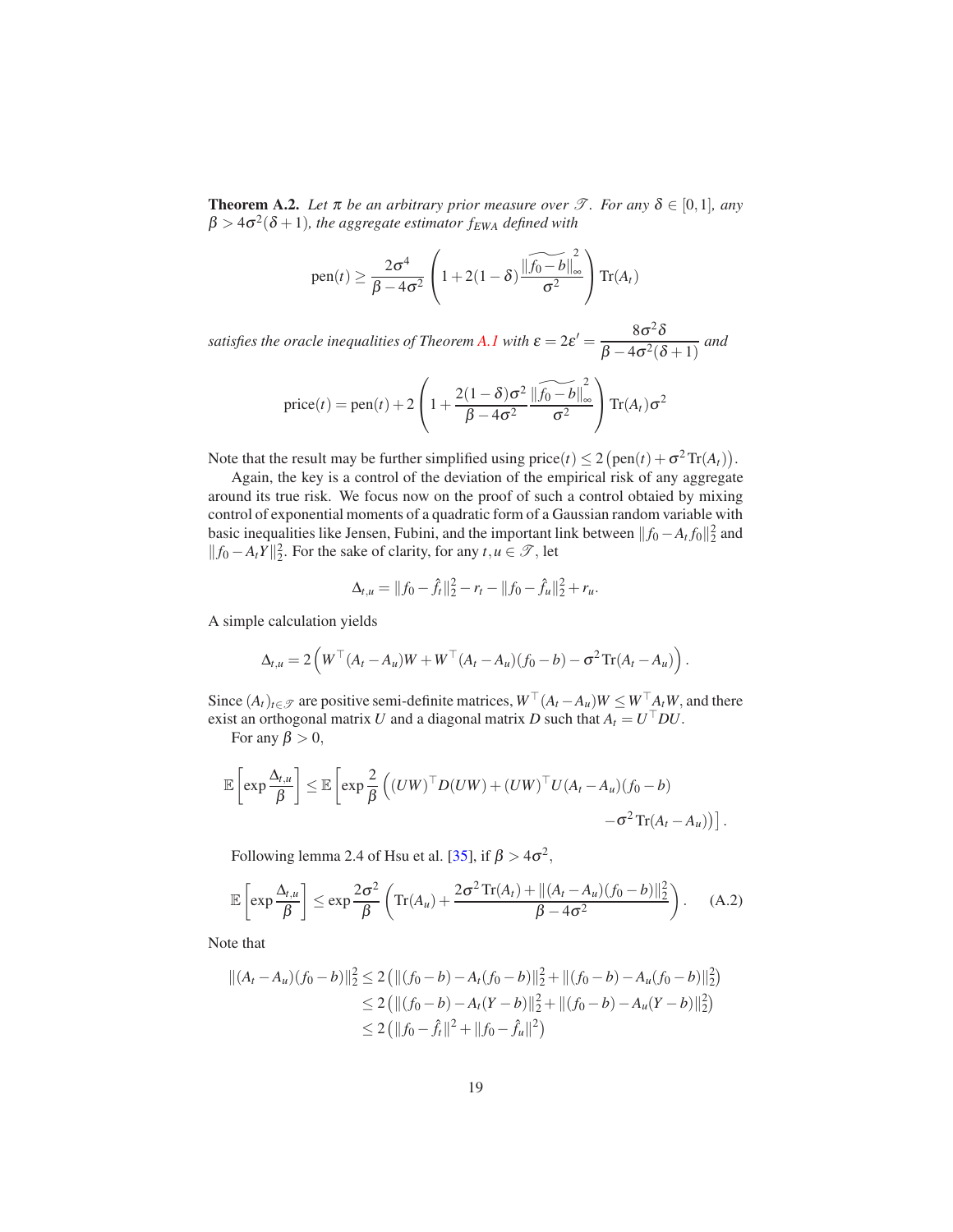**Theorem A.2.** *Let $\pi$ be an arbitrary prior measure over $\mathscr{T}$. For any $\delta \in [0,1]$, any $\beta > 4\sigma^2(\delta+1)$, the aggregate estimator $f_{EWA}$ defined with*

$$\mathrm{pen}(t) \geq \frac{2\sigma^4}{\beta - 4\sigma^2}\left(1 + 2(1-\delta)\frac{\widetilde{\|f_0 - b\|}_\infty^2}{\sigma^2}\right)\mathrm{Tr}(A_t)$$

*satisfies the oracle inequalities of Theorem A.1 with* $\varepsilon = 2\varepsilon' = \dfrac{8\sigma^2\delta}{\beta - 4\sigma^2(\delta+1)}$ *and*

$$\mathrm{price}(t) = \mathrm{pen}(t) + 2\left(1 + \frac{2(1-\delta)\sigma^2}{\beta - 4\sigma^2}\frac{\widetilde{\|f_0 - b\|}_\infty^2}{\sigma^2}\right)\mathrm{Tr}(A_t)\sigma^2$$

Note that the result may be further simplified using $\mathrm{price}(t) \leq 2\left(\mathrm{pen}(t) + \sigma^2\,\mathrm{Tr}(A_t)\right)$.

Again, the key is a control of the deviation of the empirical risk of any aggregate around its true risk. We focus now on the proof of such a control obtaied by mixing control of exponential moments of a quadratic form of a Gaussian random variable with basic inequalities like Jensen, Fubini, and the important link between $\|f_0 - A_t f_0\|_2^2$ and $\|f_0 - A_t Y\|_2^2$. For the sake of clarity, for any $t, u \in \mathscr{T}$, let

$$\Delta_{t,u} = \|f_0 - \hat{f}_t\|_2^2 - r_t - \|f_0 - \hat{f}_u\|_2^2 + r_u.$$

A simple calculation yields

$$\Delta_{t,u} = 2\left(W^\top (A_t - A_u)W + W^\top (A_t - A_u)(f_0 - b) - \sigma^2\,\mathrm{Tr}(A_t - A_u)\right).$$

Since $(A_t)_{t\in\mathscr{T}}$ are positive semi-definite matrices, $W^\top (A_t - A_u)W \leq W^\top A_t W$, and there exist an orthogonal matrix $U$ and a diagonal matrix $D$ such that $A_t = U^\top D U$.

For any $\beta > 0$,

$$\mathbb{E}\left[\exp\frac{\Delta_{t,u}}{\beta}\right] \leq \mathbb{E}\left[\exp\frac{2}{\beta}\Big((UW)^\top D(UW) + (UW)^\top U(A_t - A_u)(f_0 - b) - \sigma^2\,\mathrm{Tr}(A_t - A_u)\Big)\right].$$

Following lemma 2.4 of Hsu et al. [35], if $\beta > 4\sigma^2$,

$$\mathbb{E}\left[\exp\frac{\Delta_{t,u}}{\beta}\right] \leq \exp\frac{2\sigma^2}{\beta}\left(\mathrm{Tr}(A_u) + \frac{2\sigma^2\,\mathrm{Tr}(A_t) + \|(A_t - A_u)(f_0 - b)\|_2^2}{\beta - 4\sigma^2}\right). \tag{A.2}$$

Note that

$$\begin{aligned}
\|(A_t - A_u)(f_0 - b)\|_2^2 &\leq 2\left(\|(f_0 - b) - A_t(f_0 - b)\|_2^2 + \|(f_0 - b) - A_u(f_0 - b)\|_2^2\right)\\
&\leq 2\left(\|(f_0 - b) - A_t(Y - b)\|_2^2 + \|(f_0 - b) - A_u(Y - b)\|_2^2\right)\\
&\leq 2\left(\|f_0 - \hat{f}_t\|^2 + \|f_0 - \hat{f}_u\|^2\right)
\end{aligned}$$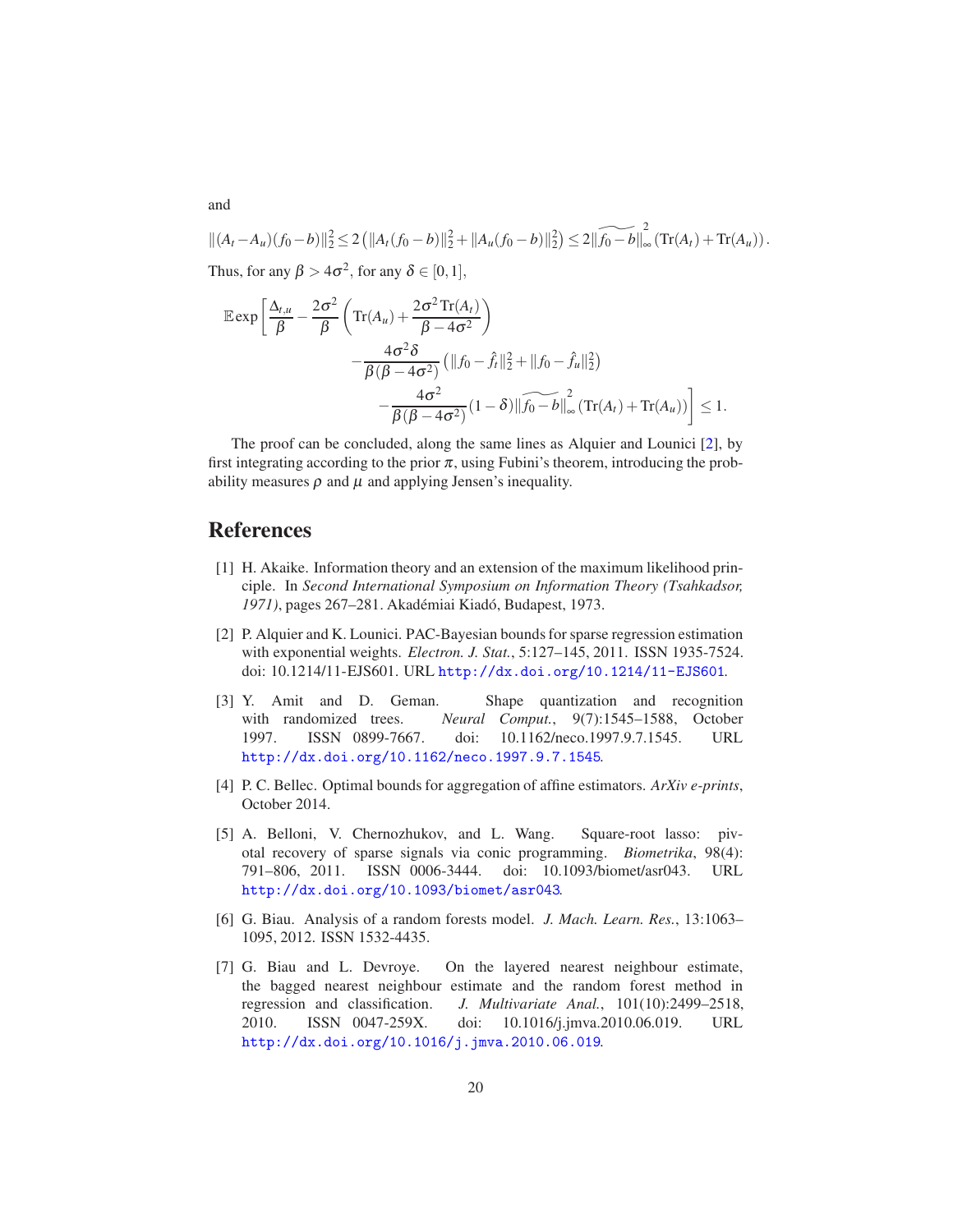and

$$\|(A_t - A_u)(f_0 - b)\|_2^2 \leq 2\left(\|A_t(f_0 - b)\|_2^2 + \|A_u(f_0 - b)\|_2^2\right) \leq 2\|\widetilde{f_0 - b}\|_\infty^2 (\mathrm{Tr}(A_t) + \mathrm{Tr}(A_u)).$$

Thus, for any $\beta > 4\sigma^2$, for any $\delta \in [0,1]$,

$$\mathbb{E}\exp\left[\frac{\Delta_{t,u}}{\beta} - \frac{2\sigma^2}{\beta}\left(\mathrm{Tr}(A_u) + \frac{2\sigma^2 \mathrm{Tr}(A_t)}{\beta - 4\sigma^2}\right) - \frac{4\sigma^2\delta}{\beta(\beta - 4\sigma^2)}\left(\|f_0 - \hat{f}_t\|_2^2 + \|f_0 - \hat{f}_u\|_2^2\right) - \frac{4\sigma^2}{\beta(\beta - 4\sigma^2)}(1-\delta)\|\widetilde{f_0 - b}\|_\infty^2 (\mathrm{Tr}(A_t) + \mathrm{Tr}(A_u))\right] \leq 1.$$

The proof can be concluded, along the same lines as Alquier and Lounici [2], by first integrating according to the prior $\pi$, using Fubini's theorem, introducing the probability measures $\rho$ and $\mu$ and applying Jensen's inequality.

## References

[1] H. Akaike. Information theory and an extension of the maximum likelihood principle. In *Second International Symposium on Information Theory (Tsahkadsor, 1971)*, pages 267–281. Akadémiai Kiadó, Budapest, 1973.

[2] P. Alquier and K. Lounici. PAC-Bayesian bounds for sparse regression estimation with exponential weights. *Electron. J. Stat.*, 5:127–145, 2011. ISSN 1935-7524. doi: 10.1214/11-EJS601. URL http://dx.doi.org/10.1214/11-EJS601.

[3] Y. Amit and D. Geman. Shape quantization and recognition with randomized trees. *Neural Comput.*, 9(7):1545–1588, October 1997. ISSN 0899-7667. doi: 10.1162/neco.1997.9.7.1545. URL http://dx.doi.org/10.1162/neco.1997.9.7.1545.

[4] P. C. Bellec. Optimal bounds for aggregation of affine estimators. *ArXiv e-prints*, October 2014.

[5] A. Belloni, V. Chernozhukov, and L. Wang. Square-root lasso: pivotal recovery of sparse signals via conic programming. *Biometrika*, 98(4): 791–806, 2011. ISSN 0006-3444. doi: 10.1093/biomet/asr043. URL http://dx.doi.org/10.1093/biomet/asr043.

[6] G. Biau. Analysis of a random forests model. *J. Mach. Learn. Res.*, 13:1063–1095, 2012. ISSN 1532-4435.

[7] G. Biau and L. Devroye. On the layered nearest neighbour estimate, the bagged nearest neighbour estimate and the random forest method in regression and classification. *J. Multivariate Anal.*, 101(10):2499–2518, 2010. ISSN 0047-259X. doi: 10.1016/j.jmva.2010.06.019. URL http://dx.doi.org/10.1016/j.jmva.2010.06.019.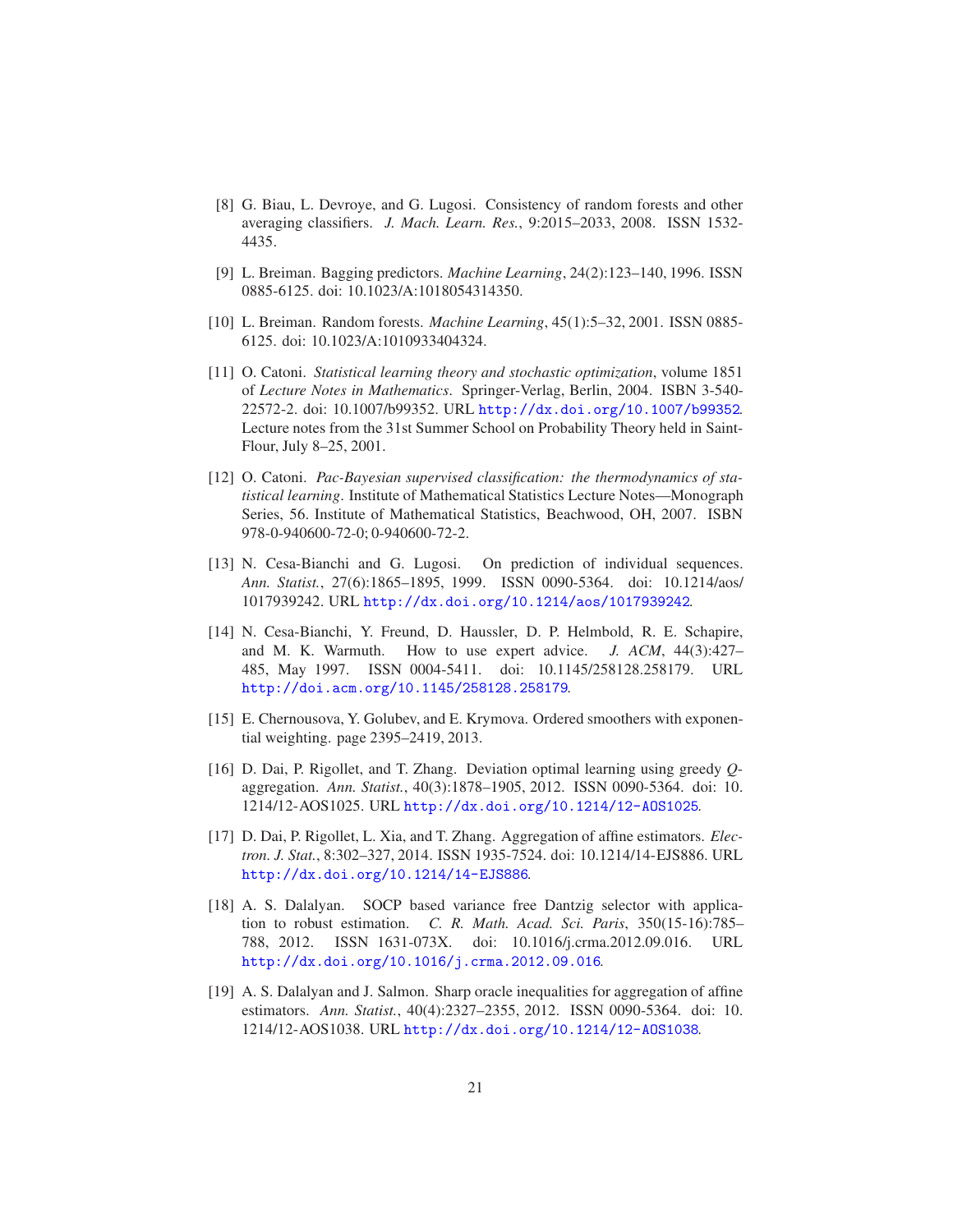[8] G. Biau, L. Devroye, and G. Lugosi. Consistency of random forests and other averaging classifiers. *J. Mach. Learn. Res.*, 9:2015–2033, 2008. ISSN 1532-4435.

[9] L. Breiman. Bagging predictors. *Machine Learning*, 24(2):123–140, 1996. ISSN 0885-6125. doi: 10.1023/A:1018054314350.

[10] L. Breiman. Random forests. *Machine Learning*, 45(1):5–32, 2001. ISSN 0885-6125. doi: 10.1023/A:1010933404324.

[11] O. Catoni. *Statistical learning theory and stochastic optimization*, volume 1851 of *Lecture Notes in Mathematics*. Springer-Verlag, Berlin, 2004. ISBN 3-540-22572-2. doi: 10.1007/b99352. URL http://dx.doi.org/10.1007/b99352. Lecture notes from the 31st Summer School on Probability Theory held in Saint-Flour, July 8–25, 2001.

[12] O. Catoni. *Pac-Bayesian supervised classification: the thermodynamics of statistical learning*. Institute of Mathematical Statistics Lecture Notes—Monograph Series, 56. Institute of Mathematical Statistics, Beachwood, OH, 2007. ISBN 978-0-940600-72-0; 0-940600-72-2.

[13] N. Cesa-Bianchi and G. Lugosi. On prediction of individual sequences. *Ann. Statist.*, 27(6):1865–1895, 1999. ISSN 0090-5364. doi: 10.1214/aos/1017939242. URL http://dx.doi.org/10.1214/aos/1017939242.

[14] N. Cesa-Bianchi, Y. Freund, D. Haussler, D. P. Helmbold, R. E. Schapire, and M. K. Warmuth. How to use expert advice. *J. ACM*, 44(3):427–485, May 1997. ISSN 0004-5411. doi: 10.1145/258128.258179. URL http://doi.acm.org/10.1145/258128.258179.

[15] E. Chernousova, Y. Golubev, and E. Krymova. Ordered smoothers with exponential weighting. page 2395–2419, 2013.

[16] D. Dai, P. Rigollet, and T. Zhang. Deviation optimal learning using greedy $Q$-aggregation. *Ann. Statist.*, 40(3):1878–1905, 2012. ISSN 0090-5364. doi: 10.1214/12-AOS1025. URL http://dx.doi.org/10.1214/12-AOS1025.

[17] D. Dai, P. Rigollet, L. Xia, and T. Zhang. Aggregation of affine estimators. *Electron. J. Stat.*, 8:302–327, 2014. ISSN 1935-7524. doi: 10.1214/14-EJS886. URL http://dx.doi.org/10.1214/14-EJS886.

[18] A. S. Dalalyan. SOCP based variance free Dantzig selector with application to robust estimation. *C. R. Math. Acad. Sci. Paris*, 350(15-16):785–788, 2012. ISSN 1631-073X. doi: 10.1016/j.crma.2012.09.016. URL http://dx.doi.org/10.1016/j.crma.2012.09.016.

[19] A. S. Dalalyan and J. Salmon. Sharp oracle inequalities for aggregation of affine estimators. *Ann. Statist.*, 40(4):2327–2355, 2012. ISSN 0090-5364. doi: 10.1214/12-AOS1038. URL http://dx.doi.org/10.1214/12-AOS1038.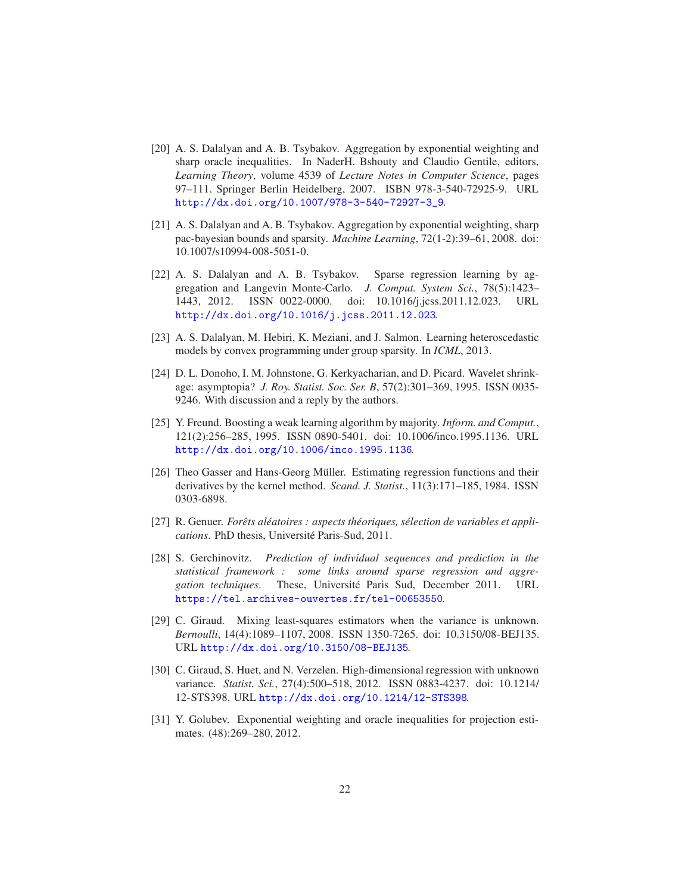[20] A. S. Dalalyan and A. B. Tsybakov. Aggregation by exponential weighting and sharp oracle inequalities. In NaderH. Bshouty and Claudio Gentile, editors, *Learning Theory*, volume 4539 of *Lecture Notes in Computer Science*, pages 97–111. Springer Berlin Heidelberg, 2007. ISBN 978-3-540-72925-9. URL http://dx.doi.org/10.1007/978-3-540-72927-3_9.

[21] A. S. Dalalyan and A. B. Tsybakov. Aggregation by exponential weighting, sharp pac-bayesian bounds and sparsity. *Machine Learning*, 72(1-2):39–61, 2008. doi: 10.1007/s10994-008-5051-0.

[22] A. S. Dalalyan and A. B. Tsybakov. Sparse regression learning by aggregation and Langevin Monte-Carlo. *J. Comput. System Sci.*, 78(5):1423–1443, 2012. ISSN 0022-0000. doi: 10.1016/j.jcss.2011.12.023. URL http://dx.doi.org/10.1016/j.jcss.2011.12.023.

[23] A. S. Dalalyan, M. Hebiri, K. Meziani, and J. Salmon. Learning heteroscedastic models by convex programming under group sparsity. In *ICML*, 2013.

[24] D. L. Donoho, I. M. Johnstone, G. Kerkyacharian, and D. Picard. Wavelet shrinkage: asymptopia? *J. Roy. Statist. Soc. Ser. B*, 57(2):301–369, 1995. ISSN 0035-9246. With discussion and a reply by the authors.

[25] Y. Freund. Boosting a weak learning algorithm by majority. *Inform. and Comput.*, 121(2):256–285, 1995. ISSN 0890-5401. doi: 10.1006/inco.1995.1136. URL http://dx.doi.org/10.1006/inco.1995.1136.

[26] Theo Gasser and Hans-Georg Müller. Estimating regression functions and their derivatives by the kernel method. *Scand. J. Statist.*, 11(3):171–185, 1984. ISSN 0303-6898.

[27] R. Genuer. *Forêts aléatoires : aspects théoriques, sélection de variables et applications*. PhD thesis, Université Paris-Sud, 2011.

[28] S. Gerchinovitz. *Prediction of individual sequences and prediction in the statistical framework : some links around sparse regression and aggregation techniques*. These, Université Paris Sud, December 2011. URL https://tel.archives-ouvertes.fr/tel-00653550.

[29] C. Giraud. Mixing least-squares estimators when the variance is unknown. *Bernoulli*, 14(4):1089–1107, 2008. ISSN 1350-7265. doi: 10.3150/08-BEJ135. URL http://dx.doi.org/10.3150/08-BEJ135.

[30] C. Giraud, S. Huet, and N. Verzelen. High-dimensional regression with unknown variance. *Statist. Sci.*, 27(4):500–518, 2012. ISSN 0883-4237. doi: 10.1214/12-STS398. URL http://dx.doi.org/10.1214/12-STS398.

[31] Y. Golubev. Exponential weighting and oracle inequalities for projection estimates. (48):269–280, 2012.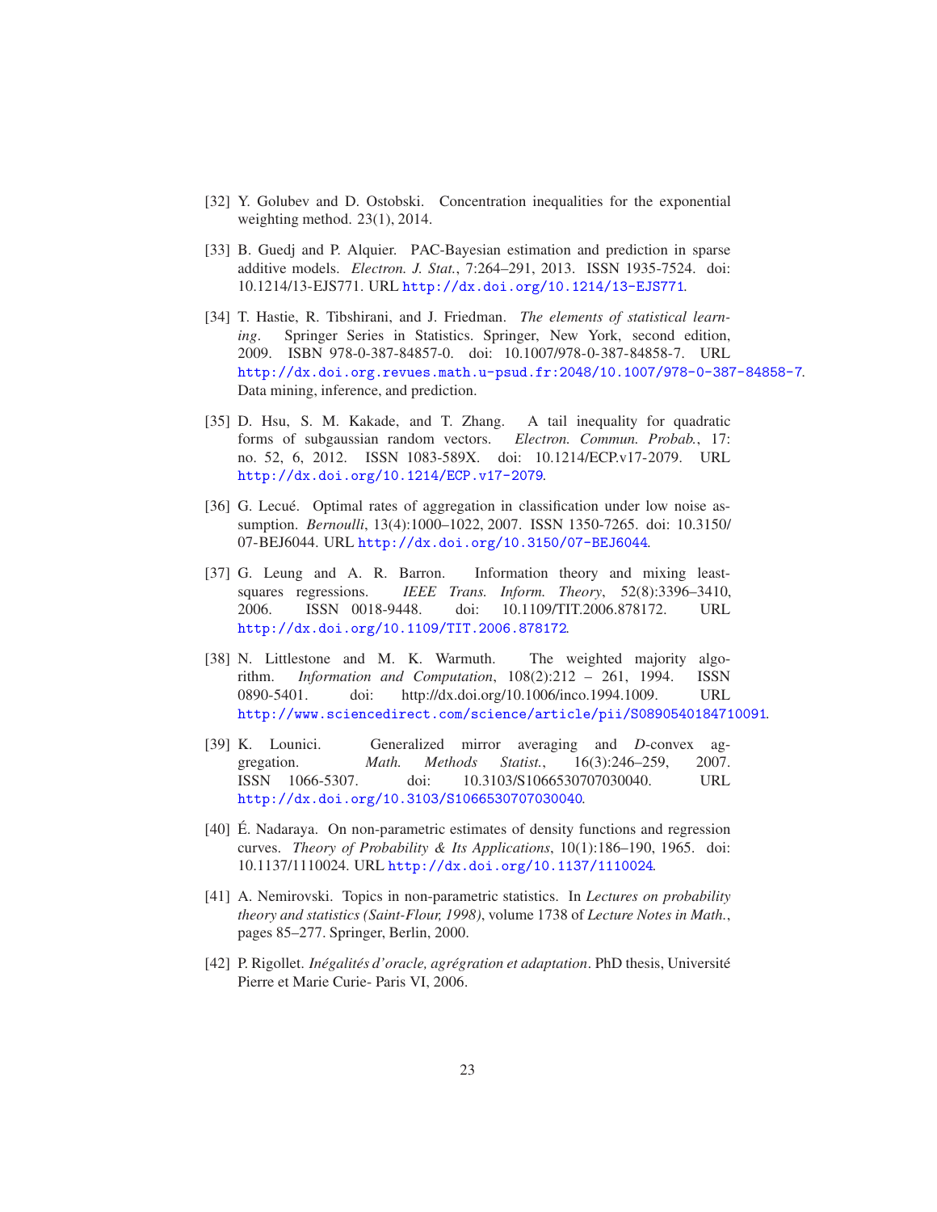[32] Y. Golubev and D. Ostobski. Concentration inequalities for the exponential weighting method. 23(1), 2014.

[33] B. Guedj and P. Alquier. PAC-Bayesian estimation and prediction in sparse additive models. *Electron. J. Stat.*, 7:264–291, 2013. ISSN 1935-7524. doi: 10.1214/13-EJS771. URL http://dx.doi.org/10.1214/13-EJS771.

[34] T. Hastie, R. Tibshirani, and J. Friedman. *The elements of statistical learning*. Springer Series in Statistics. Springer, New York, second edition, 2009. ISBN 978-0-387-84857-0. doi: 10.1007/978-0-387-84858-7. URL http://dx.doi.org.revues.math.u-psud.fr:2048/10.1007/978-0-387-84858-7. Data mining, inference, and prediction.

[35] D. Hsu, S. M. Kakade, and T. Zhang. A tail inequality for quadratic forms of subgaussian random vectors. *Electron. Commun. Probab.*, 17: no. 52, 6, 2012. ISSN 1083-589X. doi: 10.1214/ECP.v17-2079. URL http://dx.doi.org/10.1214/ECP.v17-2079.

[36] G. Lecué. Optimal rates of aggregation in classification under low noise assumption. *Bernoulli*, 13(4):1000–1022, 2007. ISSN 1350-7265. doi: 10.3150/07-BEJ6044. URL http://dx.doi.org/10.3150/07-BEJ6044.

[37] G. Leung and A. R. Barron. Information theory and mixing least-squares regressions. *IEEE Trans. Inform. Theory*, 52(8):3396–3410, 2006. ISSN 0018-9448. doi: 10.1109/TIT.2006.878172. URL http://dx.doi.org/10.1109/TIT.2006.878172.

[38] N. Littlestone and M. K. Warmuth. The weighted majority algorithm. *Information and Computation*, 108(2):212 – 261, 1994. ISSN 0890-5401. doi: http://dx.doi.org/10.1006/inco.1994.1009. URL http://www.sciencedirect.com/science/article/pii/S0890540184710091.

[39] K. Lounici. Generalized mirror averaging and *D*-convex aggregation. *Math. Methods Statist.*, 16(3):246–259, 2007. ISSN 1066-5307. doi: 10.3103/S1066530707030040. URL http://dx.doi.org/10.3103/S1066530707030040.

[40] É. Nadaraya. On non-parametric estimates of density functions and regression curves. *Theory of Probability & Its Applications*, 10(1):186–190, 1965. doi: 10.1137/1110024. URL http://dx.doi.org/10.1137/1110024.

[41] A. Nemirovski. Topics in non-parametric statistics. In *Lectures on probability theory and statistics (Saint-Flour, 1998)*, volume 1738 of *Lecture Notes in Math.*, pages 85–277. Springer, Berlin, 2000.

[42] P. Rigollet. *Inégalités d'oracle, agrégration et adaptation*. PhD thesis, Université Pierre et Marie Curie- Paris VI, 2006.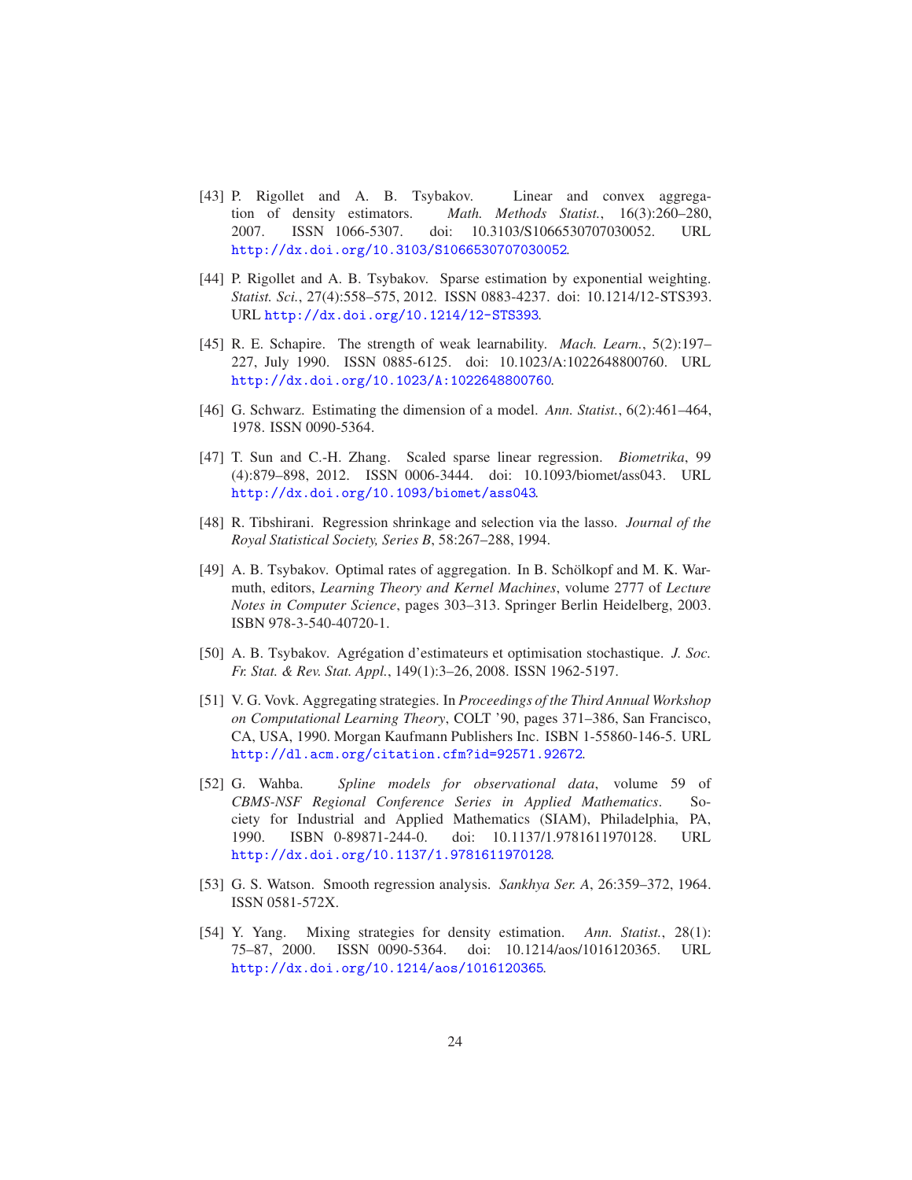[43] P. Rigollet and A. B. Tsybakov. Linear and convex aggregation of density estimators. *Math. Methods Statist.*, 16(3):260–280, 2007. ISSN 1066-5307. doi: 10.3103/S1066530707030052. URL http://dx.doi.org/10.3103/S1066530707030052.

[44] P. Rigollet and A. B. Tsybakov. Sparse estimation by exponential weighting. *Statist. Sci.*, 27(4):558–575, 2012. ISSN 0883-4237. doi: 10.1214/12-STS393. URL http://dx.doi.org/10.1214/12-STS393.

[45] R. E. Schapire. The strength of weak learnability. *Mach. Learn.*, 5(2):197–227, July 1990. ISSN 0885-6125. doi: 10.1023/A:1022648800760. URL http://dx.doi.org/10.1023/A:1022648800760.

[46] G. Schwarz. Estimating the dimension of a model. *Ann. Statist.*, 6(2):461–464, 1978. ISSN 0090-5364.

[47] T. Sun and C.-H. Zhang. Scaled sparse linear regression. *Biometrika*, 99 (4):879–898, 2012. ISSN 0006-3444. doi: 10.1093/biomet/ass043. URL http://dx.doi.org/10.1093/biomet/ass043.

[48] R. Tibshirani. Regression shrinkage and selection via the lasso. *Journal of the Royal Statistical Society, Series B*, 58:267–288, 1994.

[49] A. B. Tsybakov. Optimal rates of aggregation. In B. Schölkopf and M. K. Warmuth, editors, *Learning Theory and Kernel Machines*, volume 2777 of *Lecture Notes in Computer Science*, pages 303–313. Springer Berlin Heidelberg, 2003. ISBN 978-3-540-40720-1.

[50] A. B. Tsybakov. Agrégation d'estimateurs et optimisation stochastique. *J. Soc. Fr. Stat. & Rev. Stat. Appl.*, 149(1):3–26, 2008. ISSN 1962-5197.

[51] V. G. Vovk. Aggregating strategies. In *Proceedings of the Third Annual Workshop on Computational Learning Theory*, COLT '90, pages 371–386, San Francisco, CA, USA, 1990. Morgan Kaufmann Publishers Inc. ISBN 1-55860-146-5. URL http://dl.acm.org/citation.cfm?id=92571.92672.

[52] G. Wahba. *Spline models for observational data*, volume 59 of *CBMS-NSF Regional Conference Series in Applied Mathematics*. Society for Industrial and Applied Mathematics (SIAM), Philadelphia, PA, 1990. ISBN 0-89871-244-0. doi: 10.1137/1.9781611970128. URL http://dx.doi.org/10.1137/1.9781611970128.

[53] G. S. Watson. Smooth regression analysis. *Sankhya Ser. A*, 26:359–372, 1964. ISSN 0581-572X.

[54] Y. Yang. Mixing strategies for density estimation. *Ann. Statist.*, 28(1): 75–87, 2000. ISSN 0090-5364. doi: 10.1214/aos/1016120365. URL http://dx.doi.org/10.1214/aos/1016120365.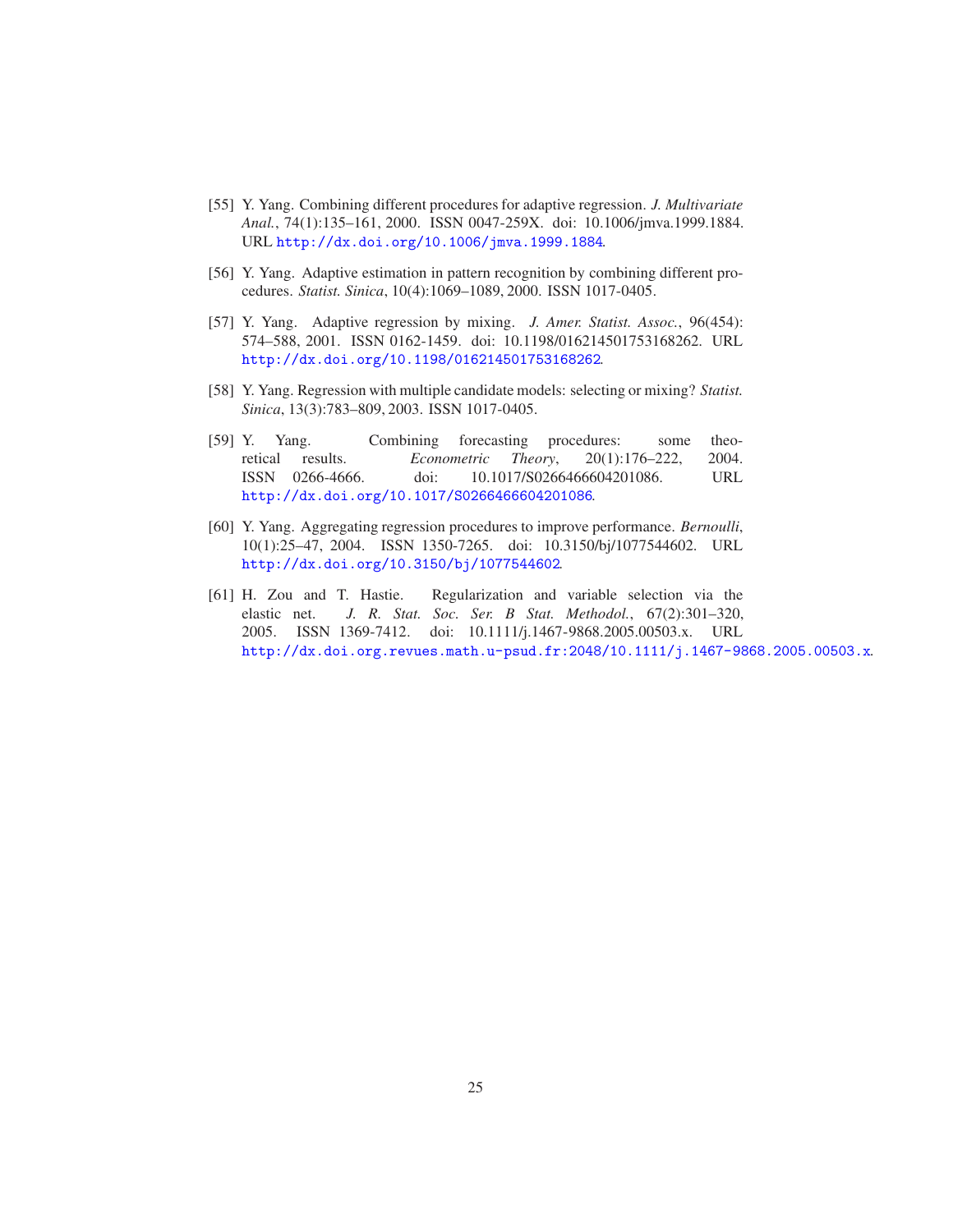[55] Y. Yang. Combining different procedures for adaptive regression. *J. Multivariate Anal.*, 74(1):135–161, 2000. ISSN 0047-259X. doi: 10.1006/jmva.1999.1884. URL http://dx.doi.org/10.1006/jmva.1999.1884.

[56] Y. Yang. Adaptive estimation in pattern recognition by combining different procedures. *Statist. Sinica*, 10(4):1069–1089, 2000. ISSN 1017-0405.

[57] Y. Yang. Adaptive regression by mixing. *J. Amer. Statist. Assoc.*, 96(454): 574–588, 2001. ISSN 0162-1459. doi: 10.1198/016214501753168262. URL http://dx.doi.org/10.1198/016214501753168262.

[58] Y. Yang. Regression with multiple candidate models: selecting or mixing? *Statist. Sinica*, 13(3):783–809, 2003. ISSN 1017-0405.

[59] Y. Yang. Combining forecasting procedures: some theoretical results. *Econometric Theory*, 20(1):176–222, 2004. ISSN 0266-4666. doi: 10.1017/S0266466604201086. URL http://dx.doi.org/10.1017/S0266466604201086.

[60] Y. Yang. Aggregating regression procedures to improve performance. *Bernoulli*, 10(1):25–47, 2004. ISSN 1350-7265. doi: 10.3150/bj/1077544602. URL http://dx.doi.org/10.3150/bj/1077544602.

[61] H. Zou and T. Hastie. Regularization and variable selection via the elastic net. *J. R. Stat. Soc. Ser. B Stat. Methodol.*, 67(2):301–320, 2005. ISSN 1369-7412. doi: 10.1111/j.1467-9868.2005.00503.x. URL http://dx.doi.org.revues.math.u-psud.fr:2048/10.1111/j.1467-9868.2005.00503.x.